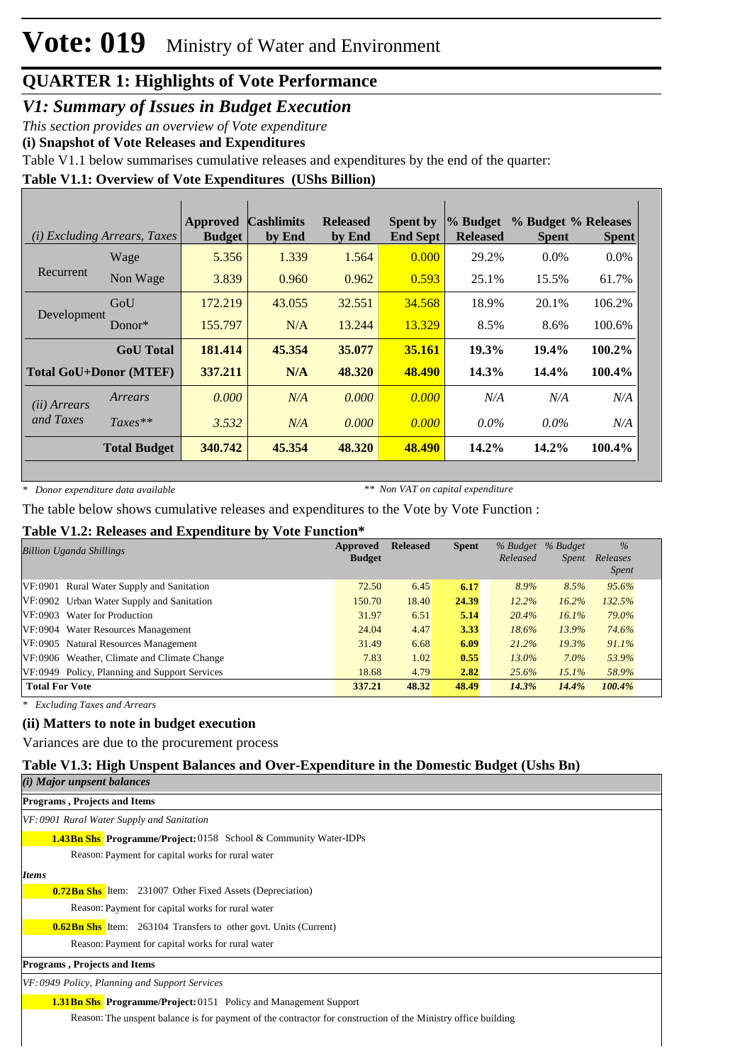# Vote: 019 Ministry of Water and Environment

## QUARTER 1: Highlights of Vote Performance

### V1: Summary of Issues in Budget Execution

*This section provides an overview of Vote expenditure*

**(i) Snapshot of Vote Releases and Expenditures**

Table V1.1 below summarises cumulative releases and expenditures by the end of the quarter:

**Table V1.1: Overview of Vote Expenditures (UShs Billion)**

| *(i) Excluding Arrears, Taxes* | | Approved Budget | Cashlimits by End | Released by End | Spent by End Sept | % Budget Released | % Budget Spent | % Releases Spent |
|---|---|---|---|---|---|---|---|---|
| Recurrent | Wage | 5.356 | 1.339 | 1.564 | 0.000 | 29.2% | 0.0% | 0.0% |
| | Non Wage | 3.839 | 0.960 | 0.962 | 0.593 | 25.1% | 15.5% | 61.7% |
| Development | GoU | 172.219 | 43.055 | 32.551 | 34.568 | 18.9% | 20.1% | 106.2% |
| | Donor* | 155.797 | N/A | 13.244 | 13.329 | 8.5% | 8.6% | 100.6% |
| | **GoU Total** | **181.414** | **45.354** | **35.077** | **35.161** | **19.3%** | **19.4%** | **100.2%** |
| **Total GoU+Donor (MTEF)** | | **337.211** | **N/A** | **48.320** | **48.490** | **14.3%** | **14.4%** | **100.4%** |
| *(ii) Arrears and Taxes* | *Arrears* | *0.000* | *N/A* | *0.000* | *0.000* | *N/A* | *N/A* | *N/A* |
| | *Taxes*** | *3.532* | *N/A* | *0.000* | *0.000* | *0.0%* | *0.0%* | *N/A* |
| | **Total Budget** | **340.742** | **45.354** | **48.320** | **48.490** | **14.2%** | **14.2%** | **100.4%** |

*\* Donor expenditure data available* — *\*\* Non VAT on capital expenditure*

The table below shows cumulative releases and expenditures to the Vote by Vote Function :

**Table V1.2: Releases and Expenditure by Vote Function***

| *Billion Uganda Shillings* | Approved Budget | Released | Spent | *% Budget Released* | *% Budget Spent* | *% Releases Spent* |
|---|---|---|---|---|---|---|
| VF:0901 Rural Water Supply and Sanitation | 72.50 | 6.45 | 6.17 | *8.9%* | *8.5%* | *95.6%* |
| VF:0902 Urban Water Supply and Sanitation | 150.70 | 18.40 | 24.39 | *12.2%* | *16.2%* | *132.5%* |
| VF:0903 Water for Production | 31.97 | 6.51 | 5.14 | *20.4%* | *16.1%* | *79.0%* |
| VF:0904 Water Resources Management | 24.04 | 4.47 | 3.33 | *18.6%* | *13.9%* | *74.6%* |
| VF:0905 Natural Resources Management | 31.49 | 6.68 | 6.09 | *21.2%* | *19.3%* | *91.1%* |
| VF:0906 Weather, Climate and Climate Change | 7.83 | 1.02 | 0.55 | *13.0%* | *7.0%* | *53.9%* |
| VF:0949 Policy, Planning and Support Services | 18.68 | 4.79 | 2.82 | *25.6%* | *15.1%* | *58.9%* |
| **Total For Vote** | **337.21** | **48.32** | **48.49** | ***14.3%*** | ***14.4%*** | ***100.4%*** |

*\* Excluding Taxes and Arrears*

**(ii) Matters to note in budget execution**

Variances are due to the procurement process

**Table V1.3: High Unspent Balances and Over-Expenditure in the Domestic Budget (Ushs Bn)**

***(i) Major unspent balances***

**Programs , Projects and Items**

*VF: 0901 Rural Water Supply and Sanitation*

**1.43Bn Shs** **Programme/Project:** 0158 School & Community Water-IDPs

Reason: Payment for capital works for rural water

***Items***

**0.72Bn Shs** Item: 231007 Other Fixed Assets (Depreciation)

Reason: Payment for capital works for rural water

**0.62Bn Shs** Item: 263104 Transfers to other govt. Units (Current)

Reason: Payment for capital works for rural water

**Programs , Projects and Items**

*VF: 0949 Policy, Planning and Support Services*

**1.31Bn Shs** **Programme/Project:** 0151 Policy and Management Support

Reason: The unspent balance is for payment of the contractor for construction of the Ministry office building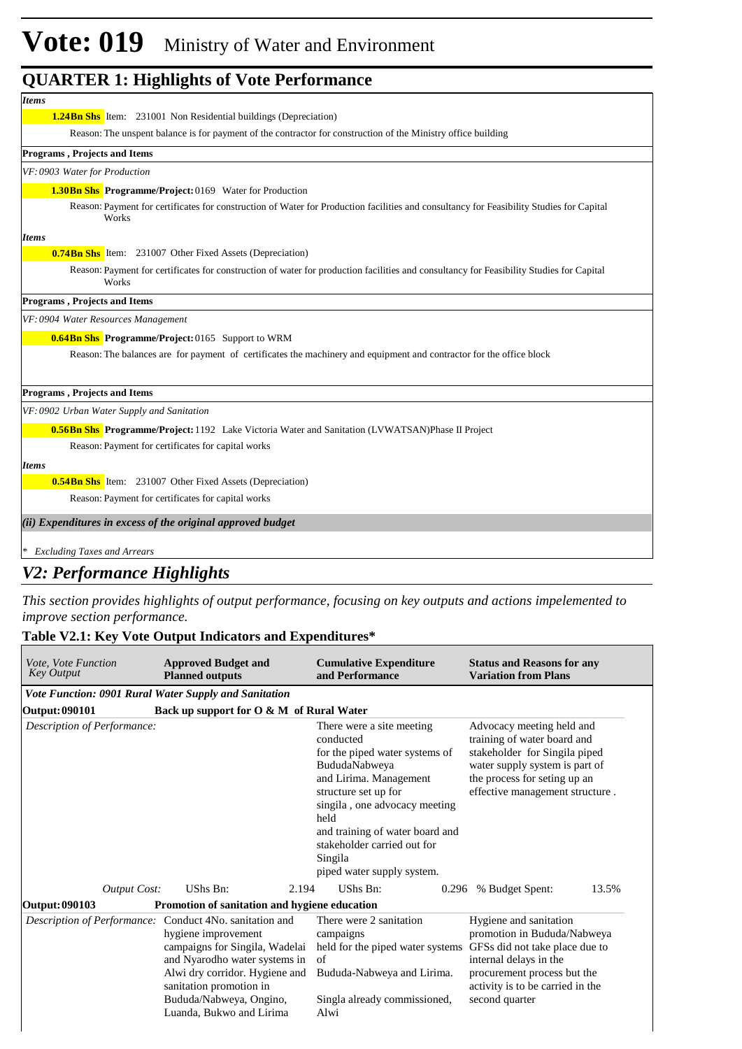# Vote: 019 Ministry of Water and Environment

## QUARTER 1: Highlights of Vote Performance

*Items*

**1.24Bn Shs** Item: 231001 Non Residential buildings (Depreciation)

Reason: The unspent balance is for payment of the contractor for construction of the Ministry office building

**Programs , Projects and Items**

*VF: 0903 Water for Production*

**1.30Bn Shs** **Programme/Project:** 0169 Water for Production

Reason: Payment for certificates for construction of Water for Production facilities and consultancy for Feasibility Studies for Capital Works

*Items*

**0.74Bn Shs** Item: 231007 Other Fixed Assets (Depreciation)

Reason: Payment for certificates for construction of water for production facilities and consultancy for Feasibility Studies for Capital Works

**Programs , Projects and Items**

*VF: 0904 Water Resources Management*

**0.64Bn Shs** **Programme/Project:** 0165 Support to WRM

Reason: The balances are for payment of certificates the machinery and equipment and contractor for the office block

**Programs , Projects and Items**

*VF: 0902 Urban Water Supply and Sanitation*

**0.56Bn Shs** **Programme/Project:** 1192 Lake Victoria Water and Sanitation (LVWATSAN)Phase II Project

Reason: Payment for certificates for capital works

*Items*

**0.54Bn Shs** Item: 231007 Other Fixed Assets (Depreciation)

Reason: Payment for certificates for capital works

***(ii) Expenditures in excess of the original approved budget***

*\* Excluding Taxes and Arrears*

## *V2: Performance Highlights*

*This section provides highlights of output performance, focusing on key outputs and actions impelemented to improve section performance.*

### Table V2.1: Key Vote Output Indicators and Expenditures*

| *Vote, Vote Function Key Output* | **Approved Budget and Planned outputs** | **Cumulative Expenditure and Performance** | **Status and Reasons for any Variation from Plans** |
|---|---|---|---|
| ***Vote Function: 0901 Rural Water Supply and Sanitation*** | | | |
| **Output: 090101** | **Back up support for O & M of Rural Water** | | |
| *Description of Performance:* | | There were a site meeting conducted for the piped water systems of BududaNabweya and Lirima. Management structure set up for singila , one advocacy meeting held and training of water board and stakeholder carried out for Singila piped water supply system. | Advocacy meeting held and training of water board and stakeholder for Singila piped water supply system is part of the process for seting up an effective management structure . |
| *Output Cost:* | UShs Bn: 2.194 | UShs Bn: 0.296 | % Budget Spent: 13.5% |
| **Output: 090103** | **Promotion of sanitation and hygiene education** | | |
| *Description of Performance:* | Conduct 4No. sanitation and hygiene improvement campaigns for Singila, Wadelai and Nyarodho water systems in Alwi dry corridor. Hygiene and sanitation promotion in Bududa/Nabweya, Ongino, Luanda, Bukwo and Lirima | There were 2 sanitation campaigns held for the piped water systems of Bududa-Nabweya and Lirima. Singla already commissioned, Alwi | Hygiene and sanitation promotion in Bududa/Nabweya GFSs did not take place due to internal delays in the procurement process but the activity is to be carried in the second quarter |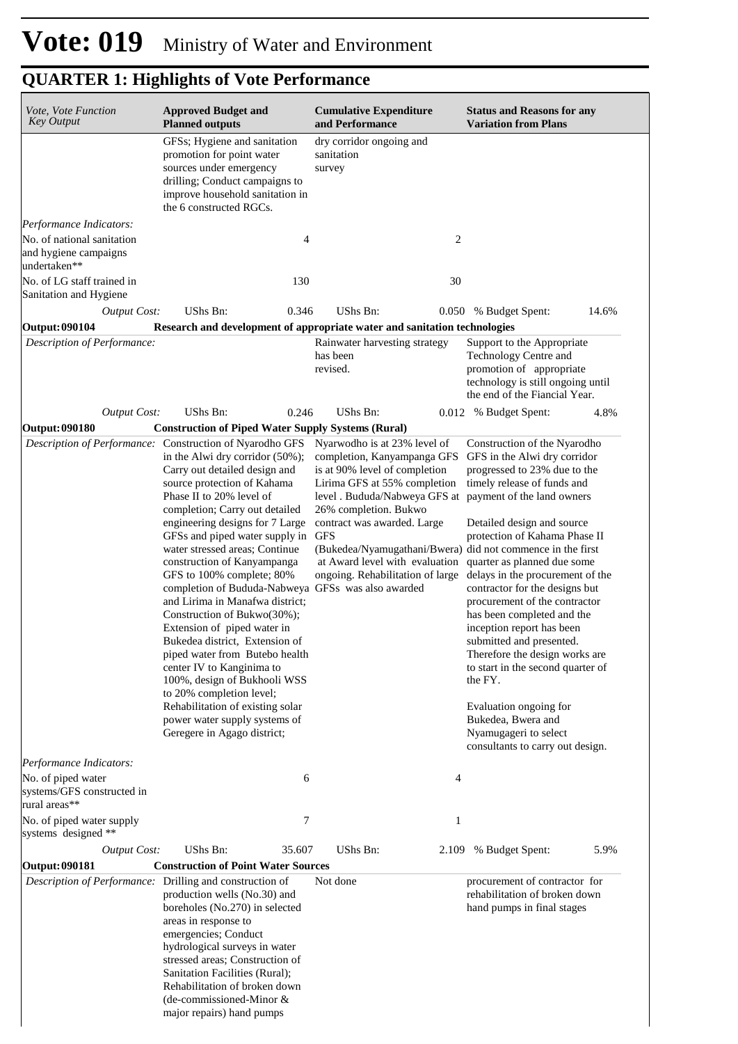# Vote: 019 Ministry of Water and Environment

## QUARTER 1: Highlights of Vote Performance

| *Vote, Vote Function Key Output* | **Approved Budget and Planned outputs** | | **Cumulative Expenditure and Performance** | | **Status and Reasons for any Variation from Plans** | |
|---|---|---|---|---|---|---|
| | GFSs; Hygiene and sanitation promotion for point water sources under emergency drilling; Conduct campaigns to improve household sanitation in the 6 constructed RGCs. | | dry corridor ongoing and sanitation survey | | | |
| *Performance Indicators:* | | | | | | |
| No. of national sanitation and hygiene campaigns undertaken** | | 4 | | 2 | | |
| No. of LG staff trained in Sanitation and Hygiene | | 130 | | 30 | | |
| *Output Cost:* | UShs Bn: | 0.346 | UShs Bn: | 0.050 | % Budget Spent: | 14.6% |
| **Output: 090104** | **Research and development of appropriate water and sanitation technologies** | | | | | |
| *Description of Performance:* | | | Rainwater harvesting strategy has been revised. | | Support to the Appropriate Technology Centre and promotion of appropriate technology is still ongoing until the end of the Fiancial Year. | |
| *Output Cost:* | UShs Bn: | 0.246 | UShs Bn: | 0.012 | % Budget Spent: | 4.8% |
| **Output: 090180** | **Construction of Piped Water Supply Systems (Rural)** | | | | | |
| *Description of Performance:* | Construction of Nyarodho GFS in the Alwi dry corridor (50%); Carry out detailed design and source protection of Kahama Phase II to 20% level of completion; Carry out detailed engineering designs for 7 Large GFSs and piped water supply in water stressed areas; Continue construction of Kanyampanga GFS to 100% complete; 80% completion of Bududa-Nabweya and Lirima in Manafwa district; Construction of Bukwo(30%); Extension of piped water in Bukedea district, Extension of piped water from Butebo health center IV to Kanginima to 100%, design of Bukhooli WSS to 20% completion level; Rehabilitation of existing solar power water supply systems of Geregere in Agago district; | | Nyarwodho is at 23% level of completion, Kanyampanga GFS is at 90% level of completion Lirima GFS at 55% completion level . Bududa/Nabweya GFS at 26% completion. Bukwo contract was awarded. Large GFS (Bukedea/Nyamugathani/Bwera) at Award level with evaluation ongoing. Rehabilitation of large GFSs was also awarded | | Construction of the Nyarodho GFS in the Alwi dry corridor progressed to 23% due to the timely release of funds and payment of the land owners<br><br>Detailed design and source protection of Kahama Phase II did not commence in the first quarter as planned due some delays in the procurement of the contractor for the designs but procurement of the contractor has been completed and the inception report has been submitted and presented. Therefore the design works are to start in the second quarter of the FY.<br><br>Evaluation ongoing for Bukedea, Bwera and Nyamugageri to select consultants to carry out design. | |
| *Performance Indicators:* | | | | | | |
| No. of piped water systems/GFS constructed in rural areas** | | 6 | | 4 | | |
| No. of piped water supply systems designed ** | | 7 | | 1 | | |
| *Output Cost:* | UShs Bn: | 35.607 | UShs Bn: | 2.109 | % Budget Spent: | 5.9% |
| **Output: 090181** | **Construction of Point Water Sources** | | | | | |
| *Description of Performance:* | Drilling and construction of production wells (No.30) and boreholes (No.270) in selected areas in response to emergencies; Conduct hydrological surveys in water stressed areas; Construction of Sanitation Facilities (Rural); Rehabilitation of broken down (de-commissioned-Minor & major repairs) hand pumps | | Not done | | procurement of contractor for rehabilitation of broken down hand pumps in final stages | |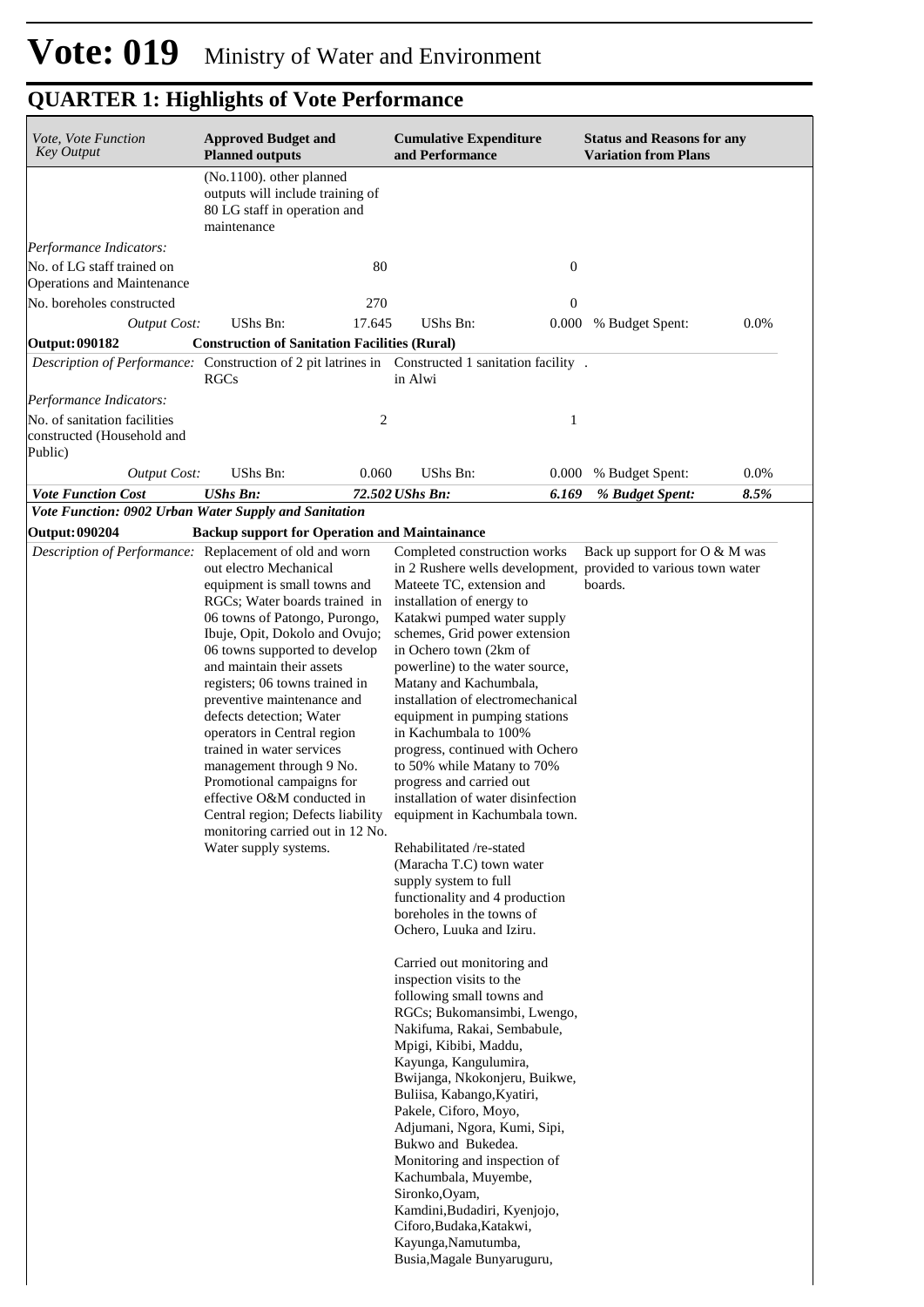# Vote: 019 Ministry of Water and Environment

## QUARTER 1: Highlights of Vote Performance

| *Vote, Vote Function Key Output* | **Approved Budget and Planned outputs** | | **Cumulative Expenditure and Performance** | | **Status and Reasons for any Variation from Plans** | |
|---|---|---|---|---|---|---|
| | (No.1100). other planned outputs will include training of 80 LG staff in operation and maintenance | | | | | |
| *Performance Indicators:* | | | | | | |
| No. of LG staff trained on Operations and Maintenance | | 80 | | 0 | | |
| No. boreholes constructed | | 270 | | 0 | | |
| *Output Cost:* | UShs Bn: | 17.645 | UShs Bn: | 0.000 | % Budget Spent: | 0.0% |
| **Output: 090182** | **Construction of Sanitation Facilities (Rural)** | | | | | |
| *Description of Performance:* | Construction of 2 pit latrines in RGCs | | Constructed 1 sanitation facility in Alwi | | . | |
| *Performance Indicators:* | | | | | | |
| No. of sanitation facilities constructed (Household and Public) | | 2 | | 1 | | |
| *Output Cost:* | UShs Bn: | 0.060 | UShs Bn: | 0.000 | % Budget Spent: | 0.0% |
| ***Vote Function Cost*** | ***UShs Bn:*** | ***72.502*** | ***UShs Bn:*** | ***6.169*** | ***% Budget Spent:*** | ***8.5%*** |
| ***Vote Function: 0902 Urban Water Supply and Sanitation*** | | | | | | |
| **Output: 090204** | **Backup support for Operation and Maintainance** | | | | | |
| *Description of Performance:* | Replacement of old and worn out electro Mechanical equipment is small towns and RGCs; Water boards trained in 06 towns of Patongo, Purongo, Ibuje, Opit, Dokolo and Ovujo; 06 towns supported to develop and maintain their assets registers; 06 towns trained in preventive maintenance and defects detection; Water operators in Central region trained in water services management through 9 No. Promotional campaigns for effective O&M conducted in Central region; Defects liability monitoring carried out in 12 No. Water supply systems. | | Completed construction works in 2 Rushere wells development, Mateete TC, extension and installation of energy to Katakwi pumped water supply schemes, Grid power extension in Ochero town (2km of powerline) to the water source, Matany and Kachumbala, installation of electromechanical equipment in pumping stations in Kachumbala to 100% progress, continued with Ochero to 50% while Matany to 70% progress and carried out installation of water disinfection equipment in Kachumbala town.<br><br>Rehabilitated /re-stated (Maracha T.C) town water supply system to full functionality and 4 production boreholes in the towns of Ochero, Luuka and Iziru.<br><br>Carried out monitoring and inspection visits to the following small towns and RGCs; Bukomansimbi, Lwengo, Nakifuma, Rakai, Sembabule, Mpigi, Kibibi, Maddu, Kayunga, Kangulumira, Bwijanga, Nkokonjeru, Buikwe, Buliisa, Kabango,Kyatiri, Pakele, Ciforo, Moyo, Adjumani, Ngora, Kumi, Sipi, Bukwo and Bukedea.<br>Monitoring and inspection of Kachumbala, Muyembe, Sironko,Oyam, Kamdini,Budadiri, Kyenjojo, Ciforo,Budaka,Katakwi, Kayunga,Namutumba, Busia,Magale Bunyaruguru, | | Back up support for O & M was provided to various town water boards. | |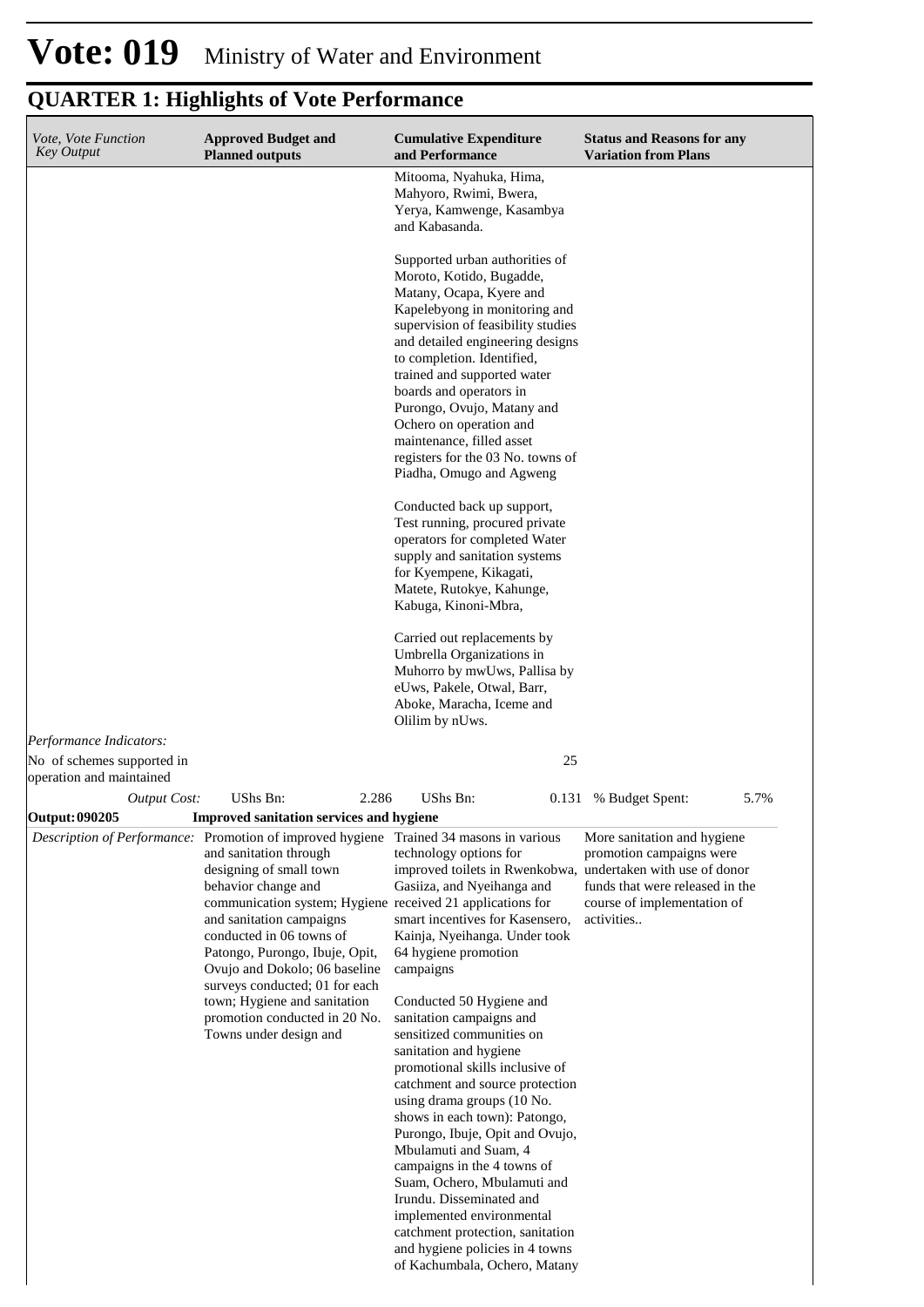# Vote: 019 Ministry of Water and Environment

## QUARTER 1: Highlights of Vote Performance

| *Vote, Vote Function Key Output* | **Approved Budget and Planned outputs** | **Cumulative Expenditure and Performance** | **Status and Reasons for any Variation from Plans** |
|---|---|---|---|
| | | Mitooma, Nyahuka, Hima, Mahyoro, Rwimi, Bwera, Yerya, Kamwenge, Kasambya and Kabasanda.<br><br>Supported urban authorities of Moroto, Kotido, Bugadde, Matany, Ocapa, Kyere and Kapelebyong in monitoring and supervision of feasibility studies and detailed engineering designs to completion. Identified, trained and supported water boards and operators in Purongo, Ovujo, Matany and Ochero on operation and maintenance, filled asset registers for the 03 No. towns of Piadha, Omugo and Agweng<br><br>Conducted back up support, Test running, procured private operators for completed Water supply and sanitation systems for Kyempene, Kikagati, Matete, Rutokye, Kahunge, Kabuga, Kinoni-Mbra,<br><br>Carried out replacements by Umbrella Organizations in Muhorro by mwUws, Pallisa by eUws, Pakele, Otwal, Barr, Aboke, Maracha, Iceme and Olilim by nUws. | |
| *Performance Indicators:* | | | |
| No of schemes supported in operation and maintained | | 25 | |
| *Output Cost:* | UShs Bn: 2.286 | UShs Bn: 0.131 | % Budget Spent: 5.7% |
| **Output: 090205** | **Improved sanitation services and hygiene** | | |
| *Description of Performance:* | Promotion of improved hygiene and sanitation through designing of small town behavior change and communication system; Hygiene and sanitation campaigns conducted in 06 towns of Patongo, Purongo, Ibuje, Opit, Ovujo and Dokolo; 06 baseline surveys conducted; 01 for each town; Hygiene and sanitation promotion conducted in 20 No. Towns under design and | Trained 34 masons in various technology options for improved toilets in Rwenkobwa, Gasiiza, and Nyeihanga and received 21 applications for smart incentives for Kasensero, Kainja, Nyeihanga. Under took 64 hygiene promotion campaigns<br><br>Conducted 50 Hygiene and sanitation campaigns and sensitized communities on sanitation and hygiene promotional skills inclusive of catchment and source protection using drama groups (10 No. shows in each town): Patongo, Purongo, Ibuje, Opit and Ovujo, Mbulamuti and Suam, 4 campaigns in the 4 towns of Suam, Ochero, Mbulamuti and Irundu. Disseminated and implemented environmental catchment protection, sanitation and hygiene policies in 4 towns of Kachumbala, Ochero, Matany | More sanitation and hygiene promotion campaigns were undertaken with use of donor funds that were released in the course of implementation of activities.. |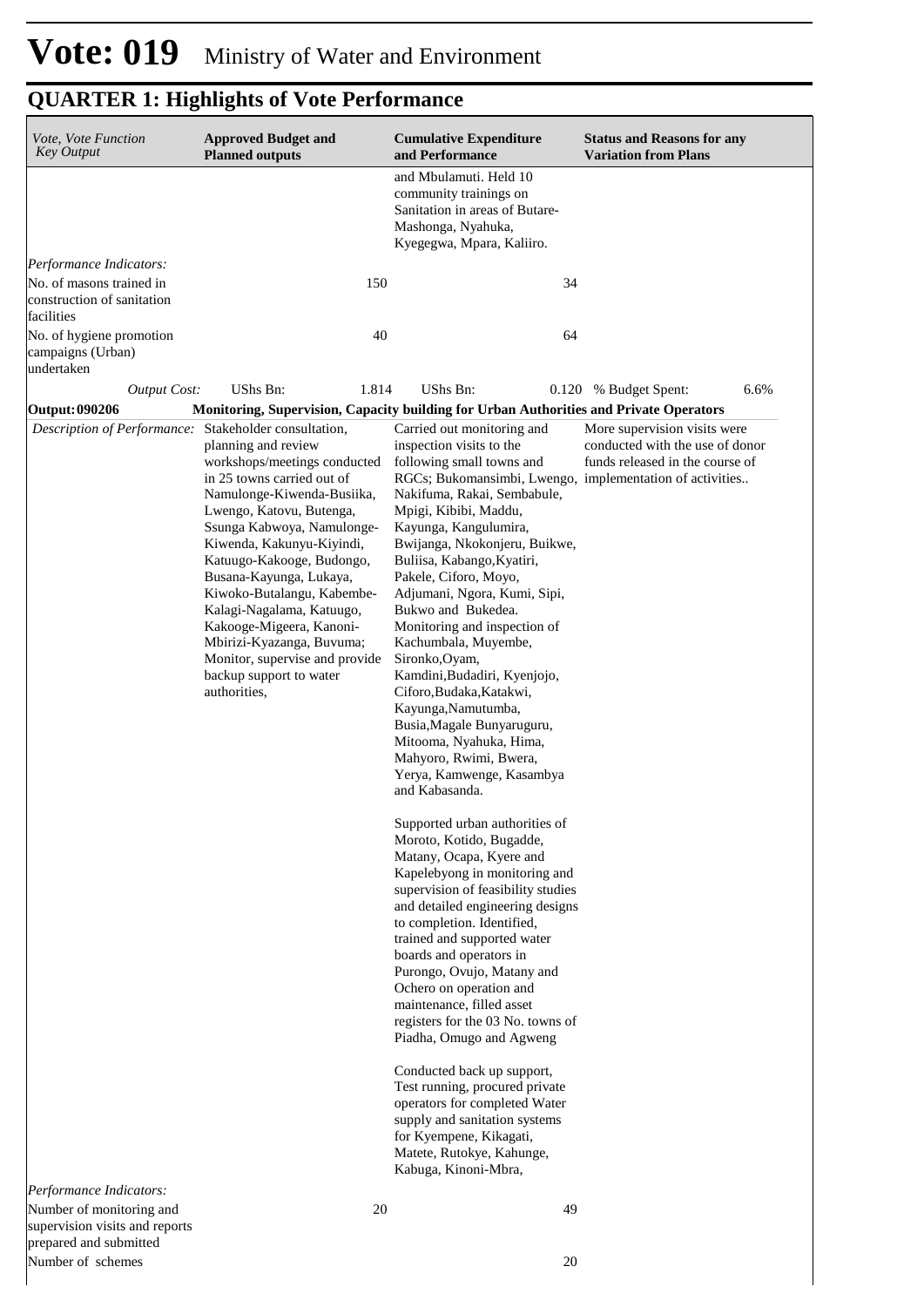# Vote: 019 Ministry of Water and Environment

## QUARTER 1: Highlights of Vote Performance

| *Vote, Vote Function Key Output* | **Approved Budget and Planned outputs** | **Cumulative Expenditure and Performance** | **Status and Reasons for any Variation from Plans** |
|---|---|---|---|
| | | and Mbulamuti. Held 10 community trainings on Sanitation in areas of Butare-Mashonga, Nyahuka, Kyegegwa, Mpara, Kaliiro. | |
| *Performance Indicators:* | | | |
| No. of masons trained in construction of sanitation facilities | 150 | 34 | |
| No. of hygiene promotion campaigns (Urban) undertaken | 40 | 64 | |
| *Output Cost:* | UShs Bn: 1.814 | UShs Bn: 0.120 | % Budget Spent: 6.6% |
| **Output: 090206** | **Monitoring, Supervision, Capacity building for Urban Authorities and Private Operators** | | |
| *Description of Performance:* | Stakeholder consultation, planning and review workshops/meetings conducted in 25 towns carried out of Namulonge-Kiwenda-Busiika, Lwengo, Katovu, Butenga, Ssunga Kabwoya, Namulonge-Kiwenda, Kakunyu-Kiyindi, Katuugo-Kakooge, Budongo, Busana-Kayunga, Lukaya, Kiwoko-Butalangu, Kabembe-Kalagi-Nagalama, Katuugo, Kakooge-Migeera, Kanoni-Mbirizi-Kyazanga, Buvuma; Monitor, supervise and provide backup support to water authorities, | Carried out monitoring and inspection visits to the following small towns and RGCs; Bukomansimbi, Lwengo, Nakifuma, Rakai, Sembabule, Mpigi, Kibibi, Maddu, Kayunga, Kangulumira, Bwijanga, Nkokonjeru, Buikwe, Buliisa, Kabango,Kyatiri, Pakele, Ciforo, Moyo, Adjumani, Ngora, Kumi, Sipi, Bukwo and Bukedea. Monitoring and inspection of Kachumbala, Muyembe, Sironko,Oyam, Kamdini,Budadiri, Kyenjojo, Ciforo,Budaka,Katakwi, Kayunga,Namutumba, Busia,Magale Bunyaruguru, Mitooma, Nyahuka, Hima, Mahyoro, Rwimi, Bwera, Yerya, Kamwenge, Kasambya and Kabasanda.<br><br>Supported urban authorities of Moroto, Kotido, Bugadde, Matany, Ocapa, Kyere and Kapelebyong in monitoring and supervision of feasibility studies and detailed engineering designs to completion. Identified, trained and supported water boards and operators in Purongo, Ovujo, Matany and Ochero on operation and maintenance, filled asset registers for the 03 No. towns of Piadha, Omugo and Agweng<br><br>Conducted back up support, Test running, procured private operators for completed Water supply and sanitation systems for Kyempene, Kikagati, Matete, Rutokye, Kahunge, Kabuga, Kinoni-Mbra, | More supervision visits were conducted with the use of donor funds released in the course of implementation of activities.. |
| *Performance Indicators:* | | | |
| Number of monitoring and supervision visits and reports prepared and submitted | 20 | 49 | |
| Number of schemes | | 20 | |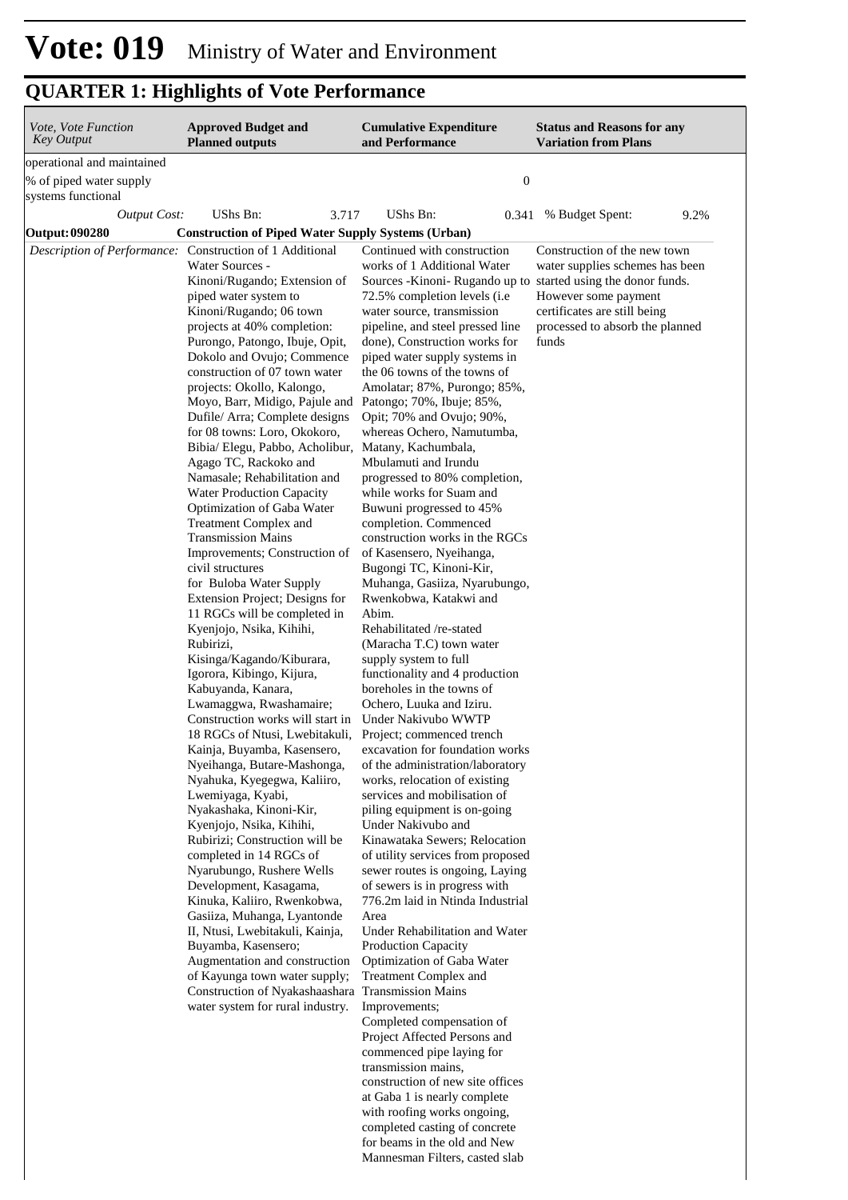# Vote: 019 Ministry of Water and Environment

## QUARTER 1: Highlights of Vote Performance

| *Vote, Vote Function Key Output* | **Approved Budget and Planned outputs** | **Cumulative Expenditure and Performance** | **Status and Reasons for any Variation from Plans** |
|---|---|---|---|
| operational and maintained | | | |
| % of piped water supply systems functional | | 0 | |
| *Output Cost:* | UShs Bn: 3.717 | UShs Bn: 0.341 | % Budget Spent: 9.2% |
| **Output: 090280** | **Construction of Piped Water Supply Systems (Urban)** | | |
| *Description of Performance:* | Construction of 1 Additional Water Sources - Kinoni/Rugando; Extension of piped water system to Kinoni/Rugando; 06 town projects at 40% completion: Purongo, Patongo, Ibuje, Opit, Dokolo and Ovujo; Commence construction of 07 town water projects: Okollo, Kalongo, Moyo, Barr, Midigo, Pajule and Dufile/ Arra; Complete designs for 08 towns: Loro, Okokoro, Bibia/ Elegu, Pabbo, Acholibur, Agago TC, Rackoko and Namasale; Rehabilitation and Water Production Capacity Optimization of Gaba Water Treatment Complex and Transmission Mains Improvements; Construction of civil structures for Buloba Water Supply Extension Project; Designs for 11 RGCs will be completed in Kyenjojo, Nsika, Kihihi, Rubirizi, Kisinga/Kagando/Kiburara, Igorora, Kibingo, Kijura, Kabuyanda, Kanara, Lwamaggwa, Rwashamaire; Construction works will start in 18 RGCs of Ntusi, Lwebitakuli, Kainja, Buyamba, Kasensero, Nyeihanga, Butare-Mashonga, Nyahuka, Kyegegwa, Kaliiro, Lwemiyaga, Kyabi, Nyakashaka, Kinoni-Kir, Kyenjojo, Nsika, Kihihi, Rubirizi; Construction will be completed in 14 RGCs of Nyarubungo, Rushere Wells Development, Kasagama, Kinuka, Kaliiro, Rwenkobwa, Gasiiza, Muhanga, Lyantonde II, Ntusi, Lwebitakuli, Kainja, Buyamba, Kasensero; Augmentation and construction of Kayunga town water supply; Construction of Nyakashaashara water system for rural industry. | Continued with construction works of 1 Additional Water Sources -Kinoni- Rugando up to 72.5% completion levels (i.e water source, transmission pipeline, and steel pressed line done), Construction works for piped water supply systems in the 06 towns of the towns of Amolatar; 87%, Purongo; 85%, Patongo; 70%, Ibuje; 85%, Opit; 70% and Ovujo; 90%, whereas Ochero, Namutumba, Matany, Kachumbala, Mbulamuti and Irundu progressed to 80% completion, while works for Suam and Buwuni progressed to 45% completion. Commenced construction works in the RGCs of Kasensero, Nyeihanga, Bugongi TC, Kinoni-Kir, Muhanga, Gasiiza, Nyarubungo, Rwenkobwa, Katakwi and Abim.<br>Rehabilitated /re-stated (Maracha T.C) town water supply system to full functionality and 4 production boreholes in the towns of Ochero, Luuka and Iziru.<br>Under Nakivubo WWTP Project; commenced trench excavation for foundation works of the administration/laboratory works, relocation of existing services and mobilisation of piling equipment is on-going<br>Under Nakivubo and Kinawataka Sewers; Relocation of utility services from proposed sewer routes is ongoing, Laying of sewers is in progress with 776.2m laid in Ntinda Industrial Area<br>Under Rehabilitation and Water Production Capacity Optimization of Gaba Water Treatment Complex and Transmission Mains Improvements;<br>Completed compensation of Project Affected Persons and commenced pipe laying for transmission mains, construction of new site offices at Gaba 1 is nearly complete with roofing works ongoing, completed casting of concrete for beams in the old and New Mannesman Filters, casted slab | Construction of the new town water supplies schemes has been started using the donor funds. However some payment certificates are still being processed to absorb the planned funds |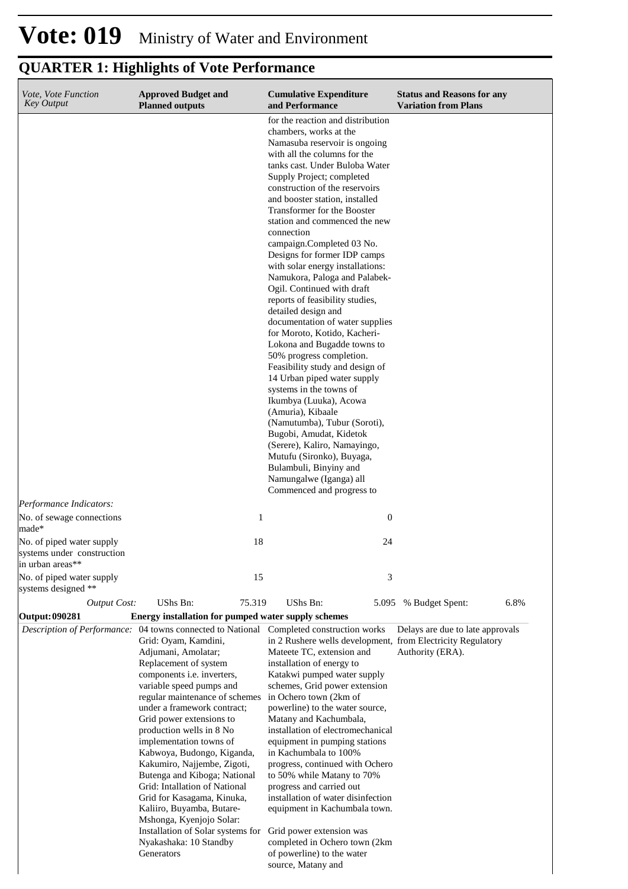# Vote: 019 Ministry of Water and Environment

## QUARTER 1: Highlights of Vote Performance

| *Vote, Vote Function Key Output* | **Approved Budget and Planned outputs** | **Cumulative Expenditure and Performance** | **Status and Reasons for any Variation from Plans** |
|---|---|---|---|
| | | for the reaction and distribution chambers, works at the Namasuba reservoir is ongoing with all the columns for the tanks cast. Under Buloba Water Supply Project; completed construction of the reservoirs and booster station, installed Transformer for the Booster station and commenced the new connection campaign.Completed 03 No. Designs for former IDP camps with solar energy installations: Namukora, Paloga and Palabek-Ogil. Continued with draft reports of feasibility studies, detailed design and documentation of water supplies for Moroto, Kotido, Kacheri-Lokona and Bugadde towns to 50% progress completion. Feasibility study and design of 14 Urban piped water supply systems in the towns of Ikumbya (Luuka), Acowa (Amuria), Kibaale (Namutumba), Tubur (Soroti), Bugobi, Amudat, Kidetok (Serere), Kaliro, Namayingo, Mutufu (Sironko), Buyaga, Bulambuli, Binyiny and Namungalwe (Iganga) all Commenced and progress to | |
| *Performance Indicators:* | | | |
| No. of sewage connections made* | 1 | 0 | |
| No. of piped water supply systems under construction in urban areas** | 18 | 24 | |
| No. of piped water supply systems designed ** | 15 | 3 | |
| *Output Cost:* | UShs Bn: 75.319 | UShs Bn: 5.095 | % Budget Spent: 6.8% |
| **Output: 090281** | **Energy installation for pumped water supply schemes** | | |
| *Description of Performance:* | 04 towns connected to National Grid: Oyam, Kamdini, Adjumani, Amolatar; Replacement of system components i.e. inverters, variable speed pumps and regular maintenance of schemes under a framework contract; Grid power extensions to production wells in 8 No implementation towns of Kabwoya, Budongo, Kiganda, Kakumiro, Najjembe, Zigoti, Butenga and Kiboga; National Grid: Intallation of National Grid for Kasagama, Kinuka, Kaliiro, Buyamba, Butare-Mshonga, Kyenjojo Solar: Installation of Solar systems for Nyakashaka: 10 Standby Generators | Completed construction works in 2 Rushere wells development, Mateete TC, extension and installation of energy to Katakwi pumped water supply schemes, Grid power extension in Ochero town (2km of powerline) to the water source, Matany and Kachumbala, installation of electromechanical equipment in pumping stations in Kachumbala to 100% progress, continued with Ochero to 50% while Matany to 70% progress and carried out installation of water disinfection equipment in Kachumbala town.<br><br>Grid power extension was completed in Ochero town (2km of powerline) to the water source, Matany and | Delays are due to late approvals from Electricity Regulatory Authority (ERA). |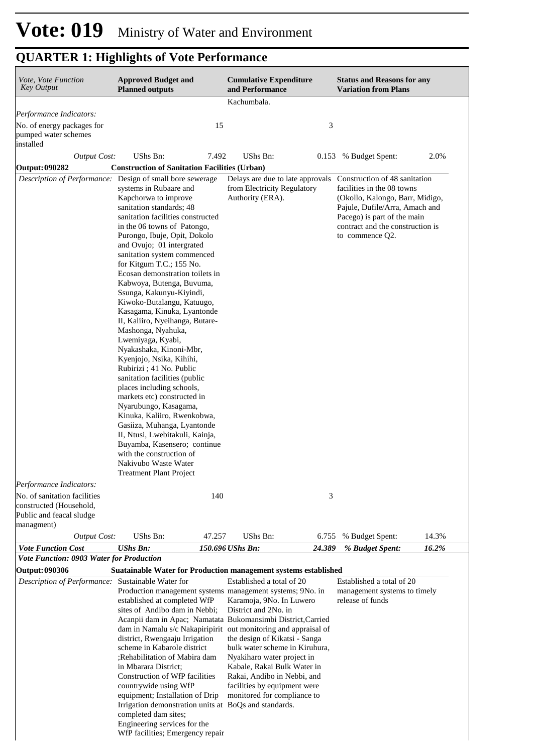# Vote: 019 Ministry of Water and Environment

## QUARTER 1: Highlights of Vote Performance

| *Vote, Vote Function Key Output* | **Approved Budget and Planned outputs** | | **Cumulative Expenditure and Performance** | | **Status and Reasons for any Variation from Plans** | |
|---|---|---|---|---|---|---|
| | | | Kachumbala. | | | |
| *Performance Indicators:* | | | | | | |
| No. of energy packages for pumped water schemes installed | | 15 | | 3 | | |
| *Output Cost:* | UShs Bn: | 7.492 | UShs Bn: | 0.153 | % Budget Spent: | 2.0% |
| **Output: 090282** | **Construction of Sanitation Facilities (Urban)** | | | | | |
| *Description of Performance:* | Design of small bore sewerage systems in Rubaare and Kapchorwa to improve sanitation standards; 48 sanitation facilities constructed in the 06 towns of Patongo, Purongo, Ibuje, Opit, Dokolo and Ovujo; 01 intergrated sanitation system commenced for Kitgum T.C.; 155 No. Ecosan demonstration toilets in Kabwoya, Butenga, Buvuma, Ssunga, Kakunyu-Kiyindi, Kiwoko-Butalangu, Katuugo, Kasagama, Kinuka, Lyantonde II, Kaliiro, Nyeihanga, Butare-Mashonga, Nyahuka, Lwemiyaga, Kyabi, Nyakashaka, Kinoni-Mbr, Kyenjojo, Nsika, Kihihi, Rubirizi ; 41 No. Public sanitation facilities (public places including schools, markets etc) constructed in Nyarubungo, Kasagama, Kinuka, Kaliiro, Rwenkobwa, Gasiiza, Muhanga, Lyantonde II, Ntusi, Lwebitakuli, Kainja, Buyamba, Kasensero; continue with the construction of Nakivubo Waste Water Treatment Plant Project | | Delays are due to late approvals from Electricity Regulatory Authority (ERA). | | Construction of 48 sanitation facilities in the 08 towns (Okollo, Kalongo, Barr, Midigo, Pajule, Dufile/Arra, Amach and Pacego) is part of the main contract and the construction is to commence Q2. | |
| *Performance Indicators:* | | | | | | |
| No. of sanitation facilities constructed (Household, Public and feacal sludge managment) | | 140 | | 3 | | |
| *Output Cost:* | UShs Bn: | 47.257 | UShs Bn: | 6.755 | % Budget Spent: | 14.3% |
| ***Vote Function Cost*** | ***UShs Bn:*** | ***150.696*** | ***UShs Bn:*** | ***24.389*** | ***% Budget Spent:*** | ***16.2%*** |
| ***Vote Function: 0903 Water for Production*** | | | | | | |
| **Output: 090306** | **Suatainable Water for Production management systems established** | | | | | |
| *Description of Performance:* | Sustainable Water for Production management systems established at completed WfP sites of Andibo dam in Nebbi; Acanpii dam in Apac; Namatata dam in Namalu s/c Nakapiripirit district, Rwengaaju Irrigation scheme in Kabarole district ;Rehabilitation of Mabira dam in Mbarara District; Construction of WfP facilities countrywide using WfP equipment; Installation of Drip Irrigation demonstration units at completed dam sites; Engineering services for the WfP facilities; Emergency repair | | Established a total of 20 management systems; 9No. in Karamoja, 9No. In Luwero District and 2No. in Bukomansimbi District,Carried out monitoring and appraisal of the design of Kikatsi - Sanga bulk water scheme in Kiruhura, Nyakiharo water project in Kabale, Rakai Bulk Water in Rakai, Andibo in Nebbi, and facilities by equipment were monitored for compliance to BoQs and standards. | | Established a total of 20 management systems to timely release of funds | |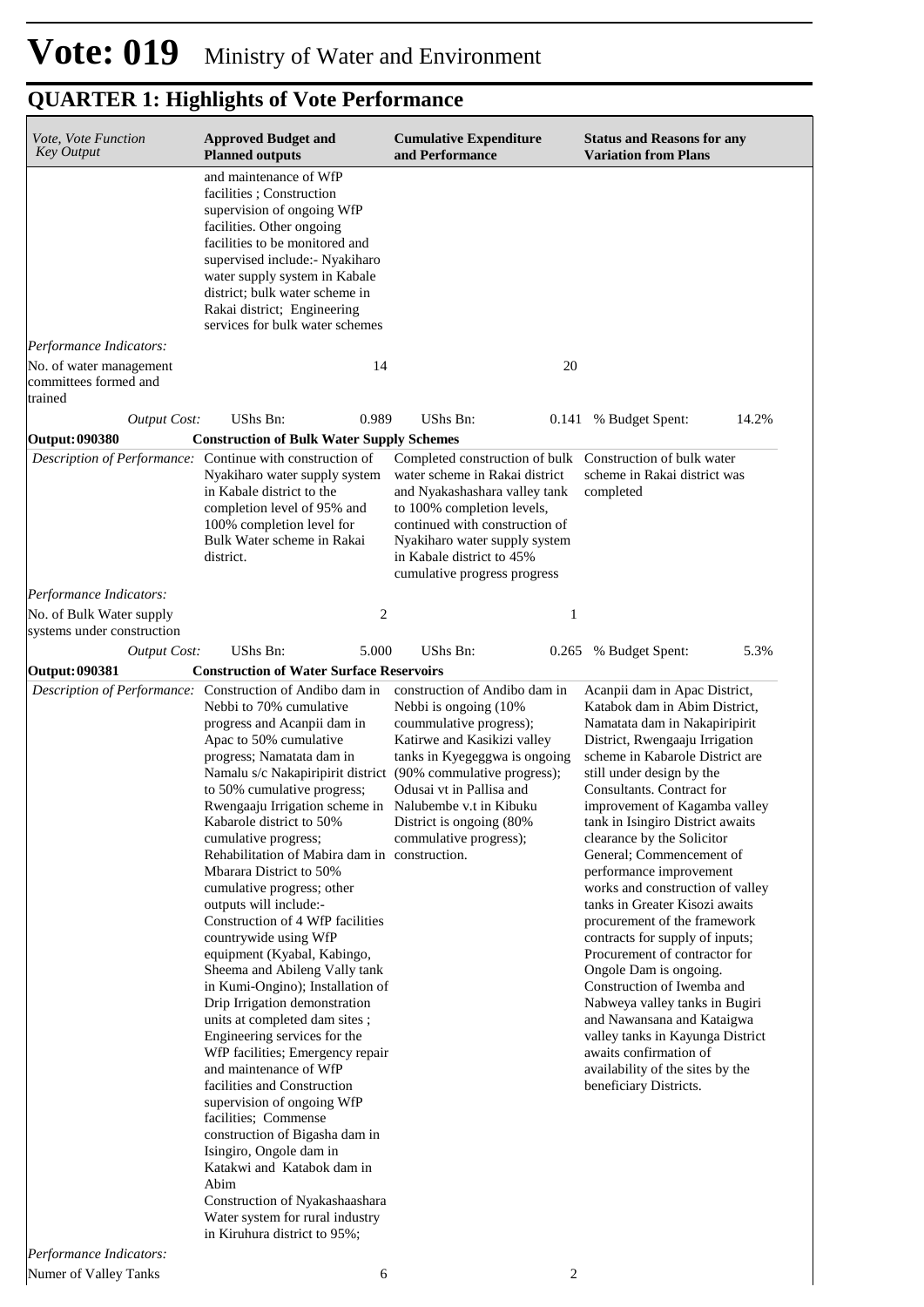# Vote: 019 Ministry of Water and Environment

## QUARTER 1: Highlights of Vote Performance

| *Vote, Vote Function Key Output* | **Approved Budget and Planned outputs** | | **Cumulative Expenditure and Performance** | | **Status and Reasons for any Variation from Plans** | |
|---|---|---|---|---|---|---|
| | and maintenance of WfP facilities ; Construction supervision of ongoing WfP facilities. Other ongoing facilities to be monitored and supervised include:- Nyakiharo water supply system in Kabale district; bulk water scheme in Rakai district; Engineering services for bulk water schemes | | | | | |
| *Performance Indicators:* | | | | | | |
| No. of water management committees formed and trained | | 14 | | 20 | | |
| *Output Cost:* | UShs Bn: | 0.989 | UShs Bn: | 0.141 | % Budget Spent: | 14.2% |
| **Output: 090380** | **Construction of Bulk Water Supply Schemes** | | | | | |
| *Description of Performance:* | Continue with construction of Nyakiharo water supply system in Kabale district to the completion level of 95% and 100% completion level for Bulk Water scheme in Rakai district. | | Completed construction of bulk water scheme in Rakai district and Nyakashashara valley tank to 100% completion levels, continued with construction of Nyakiharo water supply system in Kabale district to 45% cumulative progress progress | | Construction of bulk water scheme in Rakai district was completed | |
| *Performance Indicators:* | | | | | | |
| No. of Bulk Water supply systems under construction | | 2 | | 1 | | |
| *Output Cost:* | UShs Bn: | 5.000 | UShs Bn: | 0.265 | % Budget Spent: | 5.3% |
| **Output: 090381** | **Construction of Water Surface Reservoirs** | | | | | |
| *Description of Performance:* | Construction of Andibo dam in Nebbi to 70% cumulative progress and Acanpii dam in Apac to 50% cumulative progress; Namatata dam in Namalu s/c Nakapiripirit district to 50% cumulative progress; Rwengaaju Irrigation scheme in Kabarole district to 50% cumulative progress; Rehabilitation of Mabira dam in Mbarara District to 50% cumulative progress; other outputs will include:- Construction of 4 WfP facilities countrywide using WfP equipment (Kyabal, Kabingo, Sheema and Abileng Vally tank in Kumi-Ongino); Installation of Drip Irrigation demonstration units at completed dam sites ; Engineering services for the WfP facilities; Emergency repair and maintenance of WfP facilities and Construction supervision of ongoing WfP facilities; Commense construction of Bigasha dam in Isingiro, Ongole dam in Katakwi and Katabok dam in Abim<br>Construction of Nyakashaashara Water system for rural industry in Kiruhura district to 95%; | | construction of Andibo dam in Nebbi is ongoing (10% coummulative progress); Katirwe and Kasikizi valley tanks in Kyegeggwa is ongoing (90% commulative progress); Odusai vt in Pallisa and Nalubembe v.t in Kibuku District is ongoing (80% commulative progress); construction. | | Acanpii dam in Apac District, Katabok dam in Abim District, Namatata dam in Nakapiripirit District, Rwengaaju Irrigation scheme in Kabarole District are still under design by the Consultants. Contract for improvement of Kagamba valley tank in Isingiro District awaits clearance by the Solicitor General; Commencement of performance improvement works and construction of valley tanks in Greater Kisozi awaits procurement of the framework contracts for supply of inputs; Procurement of contractor for Ongole Dam is ongoing. Construction of Iwemba and Nabweya valley tanks in Bugiri and Nawansana and Kataigwa valley tanks in Kayunga District awaits confirmation of availability of the sites by the beneficiary Districts. | |
| *Performance Indicators:* | | | | | | |
| Numer of Valley Tanks | | 6 | | 2 | | |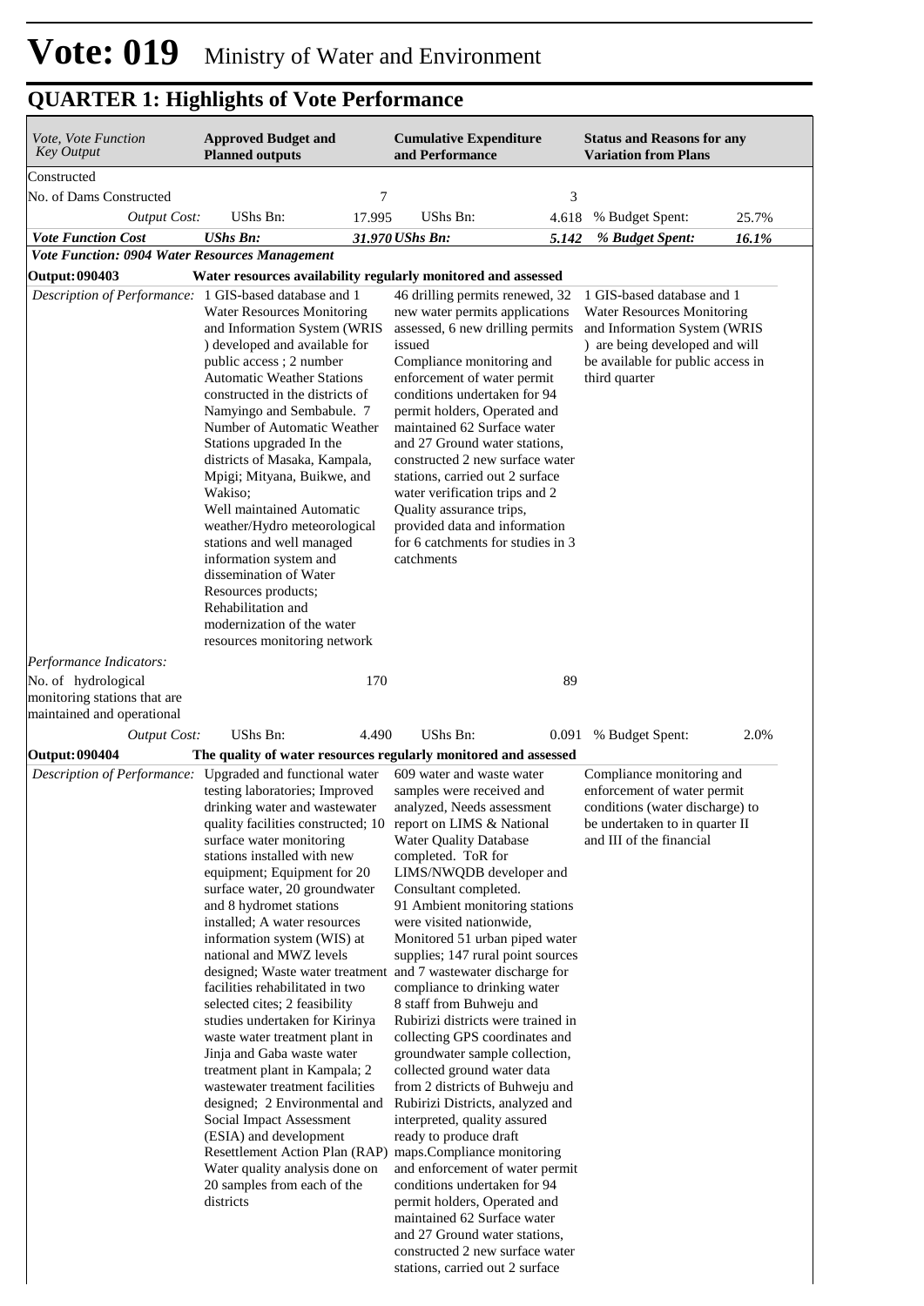# Vote: 019 Ministry of Water and Environment

## QUARTER 1: Highlights of Vote Performance

| *Vote, Vote Function Key Output* | **Approved Budget and Planned outputs** | | **Cumulative Expenditure and Performance** | | **Status and Reasons for any Variation from Plans** | |
|---|---|---|---|---|---|---|
| Constructed | | | | | | |
| No. of Dams Constructed | | 7 | | 3 | | |
| *Output Cost:* | UShs Bn: | 17.995 | UShs Bn: | 4.618 | % Budget Spent: | 25.7% |
| ***Vote Function Cost*** | ***UShs Bn:*** | ***31.970*** | ***UShs Bn:*** | ***5.142*** | ***% Budget Spent:*** | ***16.1%*** |
| ***Vote Function: 0904 Water Resources Management*** | | | | | | |
| **Output: 090403** | **Water resources availability regularly monitored and assessed** | | | | | |
| *Description of Performance:* | 1 GIS-based database and 1 Water Resources Monitoring and Information System (WRIS ) developed and available for public access ; 2 number Automatic Weather Stations constructed in the districts of Namyingo and Sembabule. 7 Number of Automatic Weather Stations upgraded In the districts of Masaka, Kampala, Mpigi; Mityana, Buikwe, and Wakiso; Well maintained Automatic weather/Hydro meteorological stations and well managed information system and dissemination of Water Resources products; Rehabilitation and modernization of the water resources monitoring network | | 46 drilling permits renewed, 32 new water permits applications assessed, 6 new drilling permits issued Compliance monitoring and enforcement of water permit conditions undertaken for 94 permit holders, Operated and maintained 62 Surface water and 27 Ground water stations, constructed 2 new surface water stations, carried out 2 surface water verification trips and 2 Quality assurance trips, provided data and information for 6 catchments for studies in 3 catchments | | 1 GIS-based database and 1 Water Resources Monitoring and Information System (WRIS ) are being developed and will be available for public access in third quarter | |
| *Performance Indicators:* | | | | | | |
| No. of hydrological monitoring stations that are maintained and operational | | 170 | | 89 | | |
| *Output Cost:* | UShs Bn: | 4.490 | UShs Bn: | 0.091 | % Budget Spent: | 2.0% |
| **Output: 090404** | **The quality of water resources regularly monitored and assessed** | | | | | |
| *Description of Performance:* | Upgraded and functional water testing laboratories; Improved drinking water and wastewater quality facilities constructed; 10 surface water monitoring stations installed with new equipment; Equipment for 20 surface water, 20 groundwater and 8 hydromet stations installed; A water resources information system (WIS) at national and MWZ levels designed; Waste water treatment facilities rehabilitated in two selected cites; 2 feasibility studies undertaken for Kirinya waste water treatment plant in Jinja and Gaba waste water treatment plant in Kampala; 2 wastewater treatment facilities designed; 2 Environmental and Social Impact Assessment (ESIA) and development Resettlement Action Plan (RAP) Water quality analysis done on 20 samples from each of the districts | | 609 water and waste water samples were received and analyzed, Needs assessment report on LIMS & National Water Quality Database completed. ToR for LIMS/NWQDB developer and Consultant completed. 91 Ambient monitoring stations were visited nationwide, Monitored 51 urban piped water supplies; 147 rural point sources and 7 wastewater discharge for compliance to drinking water 8 staff from Buhweju and Rubirizi districts were trained in collecting GPS coordinates and groundwater sample collection, collected ground water data from 2 districts of Buhweju and Rubirizi Districts, analyzed and interpreted, quality assured ready to produce draft maps.Compliance monitoring and enforcement of water permit conditions undertaken for 94 permit holders, Operated and maintained 62 Surface water and 27 Ground water stations, constructed 2 new surface water stations, carried out 2 surface | | Compliance monitoring and enforcement of water permit conditions (water discharge) to be undertaken to in quarter II and III of the financial | |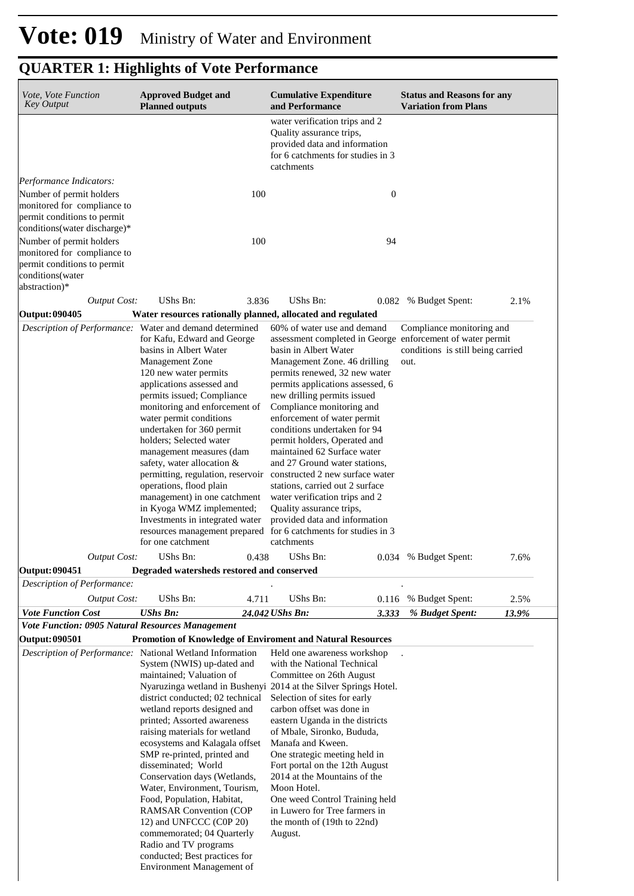# Vote: 019 Ministry of Water and Environment

## QUARTER 1: Highlights of Vote Performance

| *Vote, Vote Function Key Output* | **Approved Budget and Planned outputs** | | **Cumulative Expenditure and Performance** | | **Status and Reasons for any Variation from Plans** | |
|---|---|---|---|---|---|---|
| | | | water verification trips and 2 Quality assurance trips, provided data and information for 6 catchments for studies in 3 catchments | | | |
| *Performance Indicators:* | | | | | | |
| Number of permit holders monitored for compliance to permit conditions to permit conditions(water discharge)* | | 100 | | 0 | | |
| Number of permit holders monitored for compliance to permit conditions to permit conditions(water abstraction)* | | 100 | | 94 | | |
| *Output Cost:* | UShs Bn: | 3.836 | UShs Bn: | 0.082 | % Budget Spent: | 2.1% |
| **Output: 090405** | **Water resources rationally planned, allocated and regulated** | | | | | |
| *Description of Performance:* | Water and demand determined for Kafu, Edward and George basins in Albert Water Management Zone<br>120 new water permits applications assessed and permits issued; Compliance monitoring and enforcement of water permit conditions undertaken for 360 permit holders; Selected water management measures (dam safety, water allocation & permitting, regulation, reservoir operations, flood plain management) in one catchment in Kyoga WMZ implemented; Investments in integrated water resources management prepared for one catchment | | 60% of water use and demand assessment completed in George basin in Albert Water Management Zone. 46 drilling permits renewed, 32 new water permits applications assessed, 6 new drilling permits issued<br>Compliance monitoring and enforcement of water permit conditions undertaken for 94 permit holders, Operated and maintained 62 Surface water and 27 Ground water stations, constructed 2 new surface water stations, carried out 2 surface water verification trips and 2 Quality assurance trips, provided data and information for 6 catchments for studies in 3 catchments | | Compliance monitoring and enforcement of water permit conditions is still being carried out. | |
| *Output Cost:* | UShs Bn: | 0.438 | UShs Bn: | 0.034 | % Budget Spent: | 7.6% |
| **Output: 090451** | **Degraded watersheds restored and conserved** | | | | | |
| *Description of Performance:* | | | . | | . | |
| *Output Cost:* | UShs Bn: | 4.711 | UShs Bn: | 0.116 | % Budget Spent: | 2.5% |
| ***Vote Function Cost*** | ***UShs Bn:*** | ***24.042*** | ***UShs Bn:*** | ***3.333*** | ***% Budget Spent:*** | ***13.9%*** |
| ***Vote Function: 0905 Natural Resources Management*** | | | | | | |
| **Output: 090501** | **Promotion of Knowledge of Enviroment and Natural Resources** | | | | | |
| *Description of Performance:* | National Wetland Information System (NWIS) up-dated and maintained; Valuation of Nyaruzinga wetland in Bushenyi district conducted; 02 technical wetland reports designed and printed; Assorted awareness raising materials for wetland ecosystems and Kalagala offset SMP re-printed, printed and disseminated; World Conservation days (Wetlands, Water, Environment, Tourism, Food, Population, Habitat, RAMSAR Convention (COP 12) and UNFCCC (C0P 20) commemorated; 04 Quarterly Radio and TV programs conducted; Best practices for Environment Management of | | Held one awareness workshop with the National Technical Committee on 26th August 2014 at the Silver Springs Hotel.<br>Selection of sites for early carbon offset was done in eastern Uganda in the districts of Mbale, Sironko, Bududa, Manafa and Kween.<br>One strategic meeting held in Fort portal on the 12th August 2014 at the Mountains of the Moon Hotel.<br>One weed Control Training held in Luwero for Tree farmers in the month of (19th to 22nd) August. | | . | |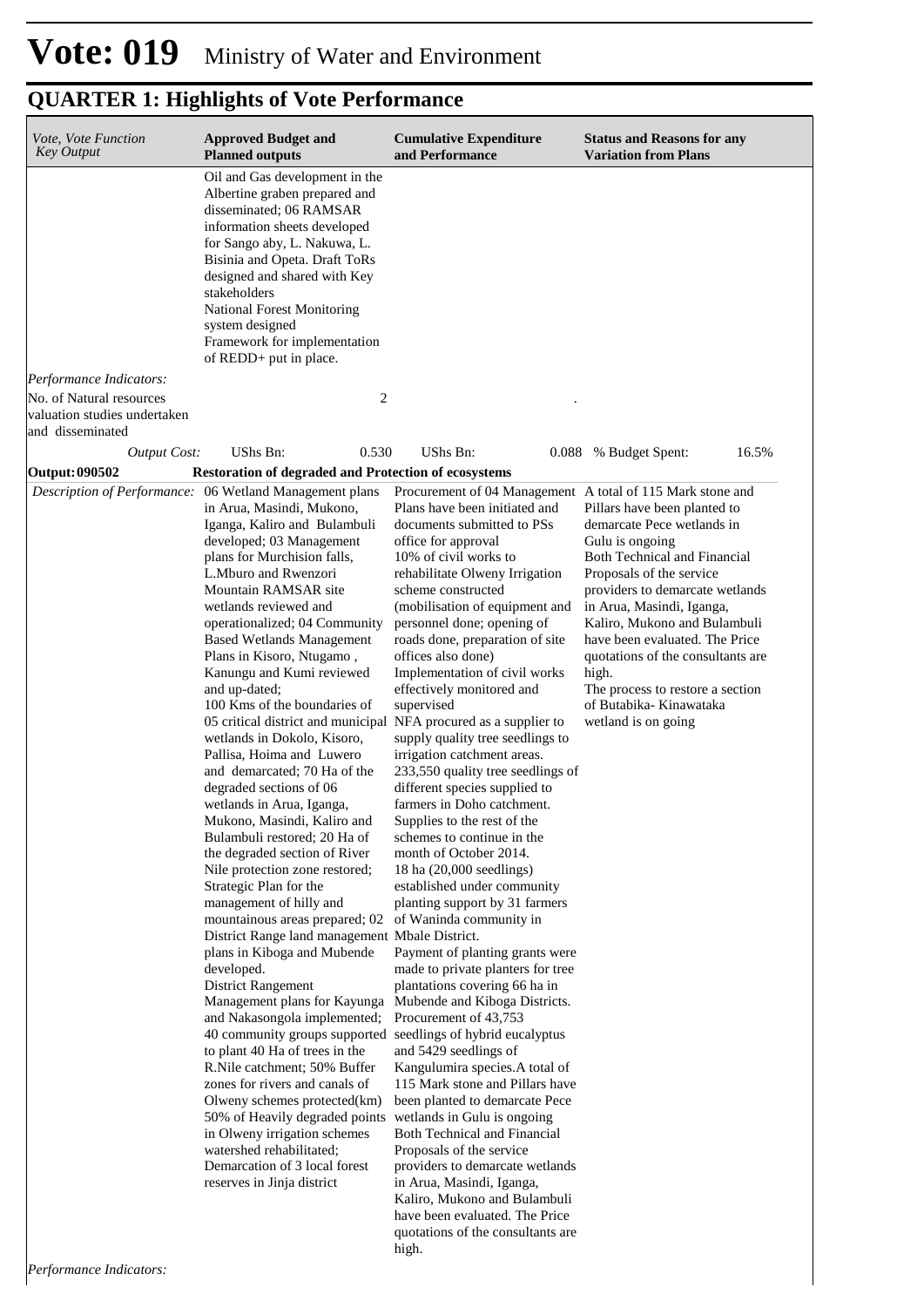# Vote: 019 Ministry of Water and Environment

## QUARTER 1: Highlights of Vote Performance

| *Vote, Vote Function Key Output* | **Approved Budget and Planned outputs** | **Cumulative Expenditure and Performance** | **Status and Reasons for any Variation from Plans** |
|---|---|---|---|
| | Oil and Gas development in the Albertine graben prepared and disseminated; 06 RAMSAR information sheets developed for Sango aby, L. Nakuwa, L. Bisinia and Opeta. Draft ToRs designed and shared with Key stakeholders<br>National Forest Monitoring system designed<br>Framework for implementation of REDD+ put in place. | | |
| *Performance Indicators:* | | | |
| No. of Natural resources valuation studies undertaken and disseminated | 2 | . | |
| *Output Cost:* | UShs Bn: 0.530 | UShs Bn: 0.088 | % Budget Spent: 16.5% |
| **Output: 090502** | **Restoration of degraded and Protection of ecosystems** | | |
| *Description of Performance:* | 06 Wetland Management plans in Arua, Masindi, Mukono, Iganga, Kaliro and Bulambuli developed; 03 Management plans for Murchision falls, L.Mburo and Rwenzori Mountain RAMSAR site wetlands reviewed and operationalized; 04 Community Based Wetlands Management Plans in Kisoro, Ntugamo , Kanungu and Kumi reviewed and up-dated;<br>100 Kms of the boundaries of 05 critical district and municipal wetlands in Dokolo, Kisoro, Pallisa, Hoima and Luwero and demarcated; 70 Ha of the degraded sections of 06 wetlands in Arua, Iganga, Mukono, Masindi, Kaliro and Bulambuli restored; 20 Ha of the degraded section of River Nile protection zone restored; Strategic Plan for the management of hilly and mountainous areas prepared; 02 District Range land management plans in Kiboga and Mubende developed.<br>District Rangement Management plans for Kayunga and Nakasongola implemented; 40 community groups supported to plant 40 Ha of trees in the R.Nile catchment; 50% Buffer zones for rivers and canals of Olweny schemes protected(km) 50% of Heavily degraded points in Olweny irrigation schemes watershed rehabilitated;<br>Demarcation of 3 local forest reserves in Jinja district | Procurement of 04 Management Plans have been initiated and documents submitted to PSs office for approval<br>10% of civil works to rehabilitate Olweny Irrigation scheme constructed (mobilisation of equipment and personnel done; opening of roads done, preparation of site offices also done)<br>Implementation of civil works effectively monitored and supervised<br>NFA procured as a supplier to supply quality tree seedlings to irrigation catchment areas.<br>233,550 quality tree seedlings of different species supplied to farmers in Doho catchment. Supplies to the rest of the schemes to continue in the month of October 2014.<br>18 ha (20,000 seedlings) established under community planting support by 31 farmers of Waninda community in Mbale District.<br>Payment of planting grants were made to private planters for tree plantations covering 66 ha in Mubende and Kiboga Districts.<br>Procurement of 43,753 seedlings of hybrid eucalyptus and 5429 seedlings of Kangulumira species.A total of 115 Mark stone and Pillars have been planted to demarcate Pece wetlands in Gulu is ongoing<br>Both Technical and Financial Proposals of the service providers to demarcate wetlands in Arua, Masindi, Iganga, Kaliro, Mukono and Bulambuli have been evaluated. The Price quotations of the consultants are high. | A total of 115 Mark stone and Pillars have been planted to demarcate Pece wetlands in Gulu is ongoing<br>Both Technical and Financial Proposals of the service providers to demarcate wetlands in Arua, Masindi, Iganga, Kaliro, Mukono and Bulambuli have been evaluated. The Price quotations of the consultants are high.<br>The process to restore a section of Butabika- Kinawataka wetland is on going |
| *Performance Indicators:* | | | |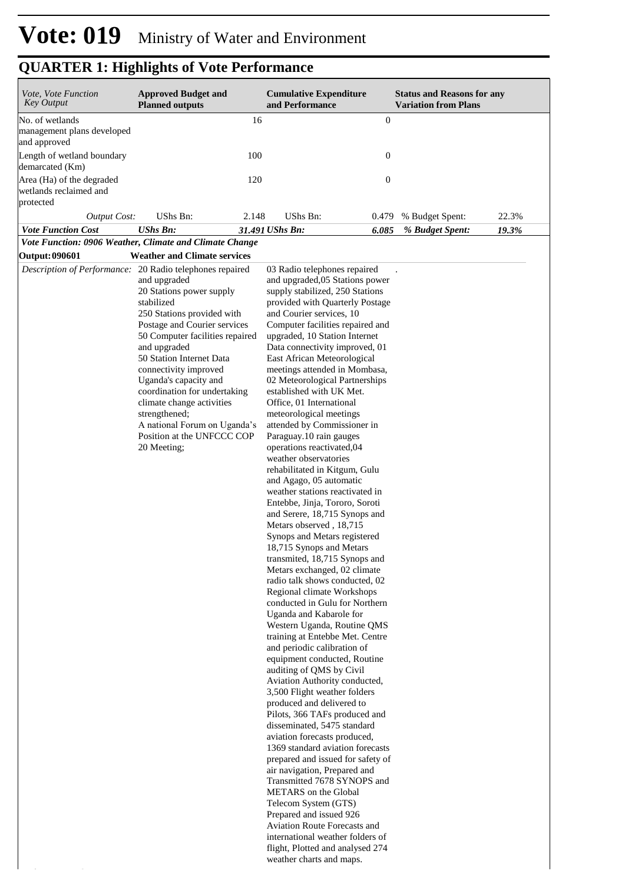# Vote: 019 Ministry of Water and Environment

## QUARTER 1: Highlights of Vote Performance

| *Vote, Vote Function Key Output* | **Approved Budget and Planned outputs** | | **Cumulative Expenditure and Performance** | | **Status and Reasons for any Variation from Plans** | |
|---|---|---|---|---|---|---|
| No. of wetlands management plans developed and approved | | 16 | | 0 | | |
| Length of wetland boundary demarcated (Km) | | 100 | | 0 | | |
| Area (Ha) of the degraded wetlands reclaimed and protected | | 120 | | 0 | | |
| *Output Cost:* | UShs Bn: | 2.148 | UShs Bn: | 0.479 | % Budget Spent: | 22.3% |
| ***Vote Function Cost*** | ***UShs Bn:*** | ***31.491*** | ***UShs Bn:*** | ***6.085*** | ***% Budget Spent:*** | ***19.3%*** |
| ***Vote Function: 0906 Weather, Climate and Climate Change*** | | | | | | |
| **Output: 090601** | **Weather and Climate services** | | | | | |
| *Description of Performance:* | 20 Radio telephones repaired and upgraded<br>20 Stations power supply stabilized<br>250 Stations provided with Postage and Courier services<br>50 Computer facilities repaired and upgraded<br>50 Station Internet Data connectivity improved<br>Uganda's capacity and coordination for undertaking climate change activities strengthened;<br>A national Forum on Uganda's Position at the UNFCCC COP 20 Meeting; | | 03 Radio telephones repaired and upgraded,05 Stations power supply stabilized, 250 Stations provided with Quarterly Postage and Courier services, 10 Computer facilities repaired and upgraded, 10 Station Internet Data connectivity improved, 01 East African Meteorological meetings attended in Mombasa, 02 Meteorological Partnerships established with UK Met. Office, 01 International meteorological meetings attended by Commissioner in Paraguay.10 rain gauges operations reactivated,04 weather observatories rehabilitated in Kitgum, Gulu and Agago, 05 automatic weather stations reactivated in Entebbe, Jinja, Tororo, Soroti and Serere, 18,715 Synops and Metars observed , 18,715 Synops and Metars registered 18,715 Synops and Metars transmited, 18,715 Synops and Metars exchanged, 02 climate radio talk shows conducted, 02 Regional climate Workshops conducted in Gulu for Northern Uganda and Kabarole for Western Uganda, Routine QMS training at Entebbe Met. Centre and periodic calibration of equipment conducted, Routine auditing of QMS by Civil Aviation Authority conducted, 3,500 Flight weather folders produced and delivered to Pilots, 366 TAFs produced and disseminated, 5475 standard aviation forecasts produced, 1369 standard aviation forecasts prepared and issued for safety of air navigation, Prepared and Transmitted 7678 SYNOPS and METARS on the Global Telecom System (GTS) Prepared and issued 926 Aviation Route Forecasts and international weather folders of flight, Plotted and analysed 274 weather charts and maps. | | . | |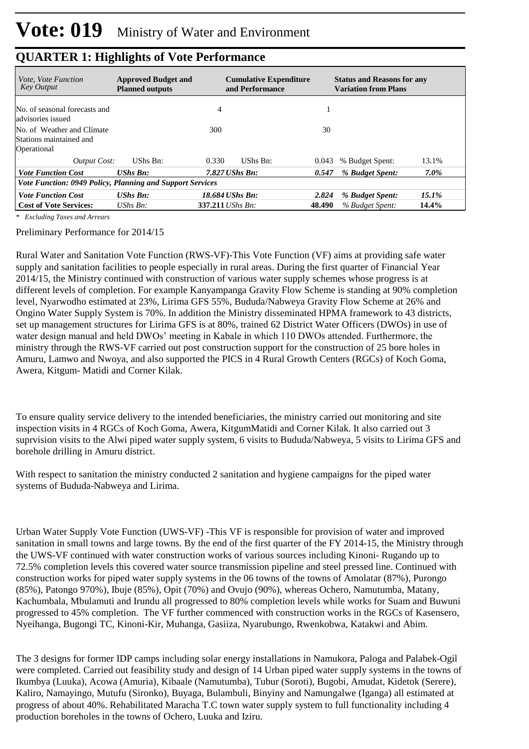# Vote: 019 Ministry of Water and Environment

## QUARTER 1: Highlights of Vote Performance

| *Vote, Vote Function Key Output* | **Approved Budget and Planned outputs** | | **Cumulative Expenditure and Performance** | | **Status and Reasons for any Variation from Plans** | |
|---|---|---|---|---|---|---|
| No. of seasonal forecasts and advisories issued | | 4 | | 1 | | |
| No. of Weather and Climate Stations maintained and Operational | | 300 | | 30 | | |
| *Output Cost:* | UShs Bn: | 0.330 | UShs Bn: | 0.043 | % Budget Spent: | 13.1% |
| ***Vote Function Cost*** | ***UShs Bn:*** | ***7.827*** | ***UShs Bn:*** | ***0.547*** | ***% Budget Spent:*** | ***7.0%*** |
| ***Vote Function: 0949 Policy, Planning and Support Services*** | | | | | | |
| ***Vote Function Cost*** | ***UShs Bn:*** | ***18.684*** | ***UShs Bn:*** | ***2.824*** | ***% Budget Spent:*** | ***15.1%*** |
| **Cost of Vote Services:** | *UShs Bn:* | **337.211** | *UShs Bn:* | **48.490** | *% Budget Spent:* | **14.4%** |

*\* Excluding Taxes and Arrears*

Preliminary Performance for 2014/15

Rural Water and Sanitation Vote Function (RWS-VF)-This Vote Function (VF) aims at providing safe water supply and sanitation facilities to people especially in rural areas. During the first quarter of Financial Year 2014/15, the Ministry continued with construction of various water supply schemes whose progress is at different levels of completion. For example Kanyampanga Gravity Flow Scheme is standing at 90% completion level, Nyarwodho estimated at 23%, Lirima GFS 55%, Bududa/Nabweya Gravity Flow Scheme at 26% and Ongino Water Supply System is 70%. In addition the Ministry disseminated HPMA framework to 43 districts, set up management structures for Lirima GFS is at 80%, trained 62 District Water Officers (DWOs) in use of water design manual and held DWOs' meeting in Kabale in which 110 DWOs attended. Furthermore, the ministry through the RWS-VF carried out post construction support for the construction of 25 bore holes in Amuru, Lamwo and Nwoya, and also supported the PICS in 4 Rural Growth Centers (RGCs) of Koch Goma, Awera, Kitgum- Matidi and Corner Kilak.

To ensure quality service delivery to the intended beneficiaries, the ministry carried out monitoring and site inspection visits in 4 RGCs of Koch Goma, Awera, KitgumMatidi and Corner Kilak. It also carried out 3 suprvision visits to the Alwi piped water supply system, 6 visits to Bududa/Nabweya, 5 visits to Lirima GFS and borehole drilling in Amuru district.

With respect to sanitation the ministry conducted 2 sanitation and hygiene campaigns for the piped water systems of Bududa-Nabweya and Lirima.

Urban Water Supply Vote Function (UWS-VF) -This VF is responsible for provision of water and improved sanitation in small towns and large towns. By the end of the first quarter of the FY 2014-15, the Ministry through the UWS-VF continued with water construction works of various sources including Kinoni- Rugando up to 72.5% completion levels this covered water source transmission pipeline and steel pressed line. Continued with construction works for piped water supply systems in the 06 towns of the towns of Amolatar (87%), Purongo (85%), Patongo 970%), Ibuje (85%), Opit (70%) and Ovujo (90%), whereas Ochero, Namutumba, Matany, Kachumbala, Mbulamuti and Irundu all progressed to 80% completion levels while works for Suam and Buwuni progressed to 45% completion. The VF further commenced with construction works in the RGCs of Kasensero, Nyeihanga, Bugongi TC, Kinoni-Kir, Muhanga, Gasiiza, Nyarubungo, Rwenkobwa, Katakwi and Abim.

The 3 designs for former IDP camps including solar energy installations in Namukora, Paloga and Palabek-Ogil were completed. Carried out feasibility study and design of 14 Urban piped water supply systems in the towns of Ikumbya (Luuka), Acowa (Amuria), Kibaale (Namutumba), Tubur (Soroti), Bugobi, Amudat, Kidetok (Serere), Kaliro, Namayingo, Mutufu (Sironko), Buyaga, Bulambuli, Binyiny and Namungalwe (Iganga) all estimated at progress of about 40%. Rehabilitated Maracha T.C town water supply system to full functionality including 4 production boreholes in the towns of Ochero, Luuka and Iziru.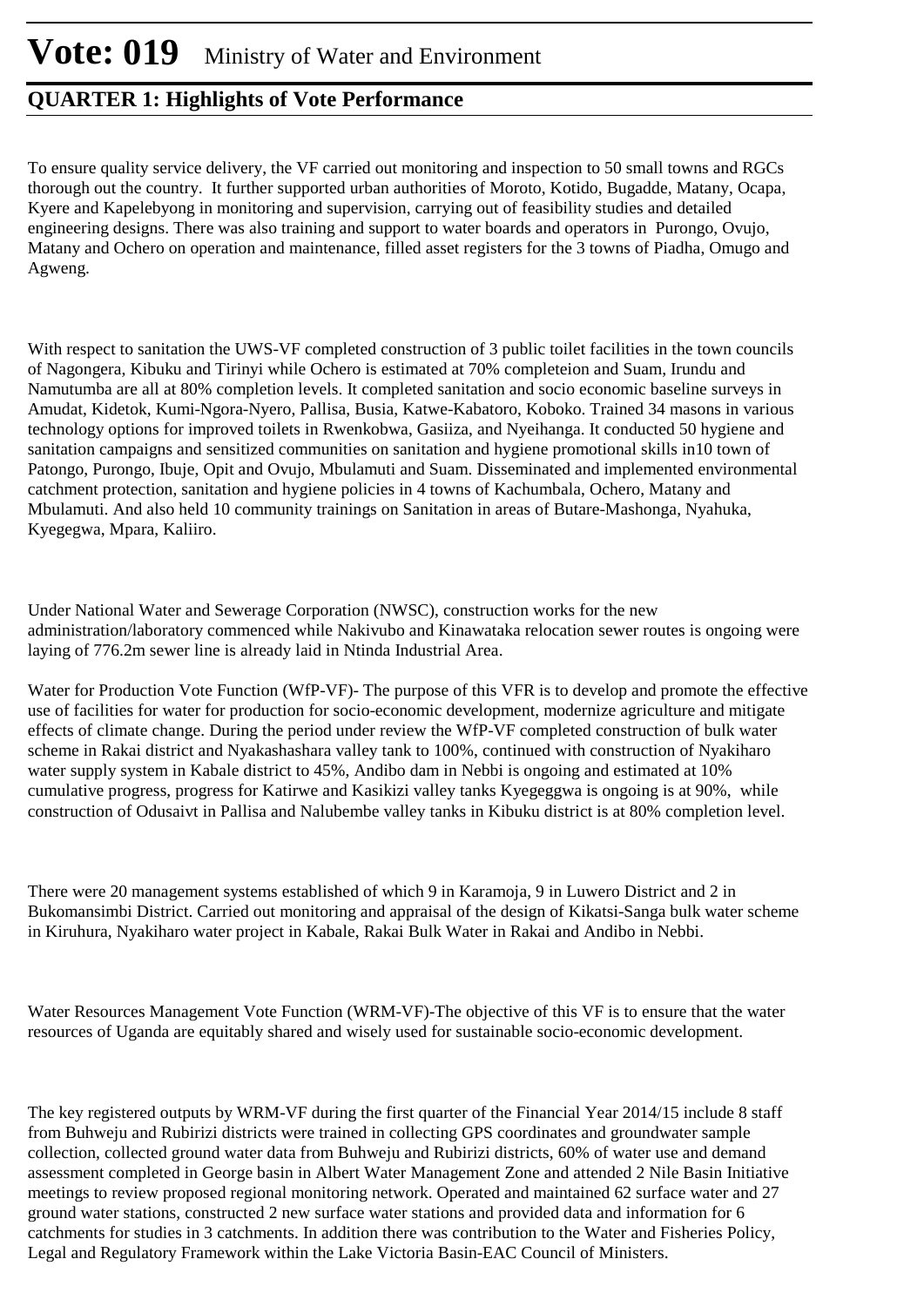To ensure quality service delivery, the VF carried out monitoring and inspection to 50 small towns and RGCs thorough out the country. It further supported urban authorities of Moroto, Kotido, Bugadde, Matany, Ocapa, Kyere and Kapelebyong in monitoring and supervision, carrying out of feasibility studies and detailed engineering designs. There was also training and support to water boards and operators in Purongo, Ovujo, Matany and Ochero on operation and maintenance, filled asset registers for the 3 towns of Piadha, Omugo and Agweng.

With respect to sanitation the UWS-VF completed construction of 3 public toilet facilities in the town councils of Nagongera, Kibuku and Tirinyi while Ochero is estimated at 70% completeion and Suam, Irundu and Namutumba are all at 80% completion levels. It completed sanitation and socio economic baseline surveys in Amudat, Kidetok, Kumi-Ngora-Nyero, Pallisa, Busia, Katwe-Kabatoro, Koboko. Trained 34 masons in various technology options for improved toilets in Rwenkobwa, Gasiiza, and Nyeihanga. It conducted 50 hygiene and sanitation campaigns and sensitized communities on sanitation and hygiene promotional skills in10 town of Patongo, Purongo, Ibuje, Opit and Ovujo, Mbulamuti and Suam. Disseminated and implemented environmental catchment protection, sanitation and hygiene policies in 4 towns of Kachumbala, Ochero, Matany and Mbulamuti. And also held 10 community trainings on Sanitation in areas of Butare-Mashonga, Nyahuka, Kyegegwa, Mpara, Kaliiro.

Under National Water and Sewerage Corporation (NWSC), construction works for the new administration/laboratory commenced while Nakivubo and Kinawataka relocation sewer routes is ongoing were laying of 776.2m sewer line is already laid in Ntinda Industrial Area.

Water for Production Vote Function (WfP-VF)- The purpose of this VFR is to develop and promote the effective use of facilities for water for production for socio-economic development, modernize agriculture and mitigate effects of climate change. During the period under review the WfP-VF completed construction of bulk water scheme in Rakai district and Nyakashashara valley tank to 100%, continued with construction of Nyakiharo water supply system in Kabale district to 45%, Andibo dam in Nebbi is ongoing and estimated at 10% cumulative progress, progress for Katirwe and Kasikizi valley tanks Kyegeggwa is ongoing is at 90%, while construction of Odusaivt in Pallisa and Nalubembe valley tanks in Kibuku district is at 80% completion level.

There were 20 management systems established of which 9 in Karamoja, 9 in Luwero District and 2 in Bukomansimbi District. Carried out monitoring and appraisal of the design of Kikatsi-Sanga bulk water scheme in Kiruhura, Nyakiharo water project in Kabale, Rakai Bulk Water in Rakai and Andibo in Nebbi.

Water Resources Management Vote Function (WRM-VF)-The objective of this VF is to ensure that the water resources of Uganda are equitably shared and wisely used for sustainable socio-economic development.

The key registered outputs by WRM-VF during the first quarter of the Financial Year 2014/15 include 8 staff from Buhweju and Rubirizi districts were trained in collecting GPS coordinates and groundwater sample collection, collected ground water data from Buhweju and Rubirizi districts, 60% of water use and demand assessment completed in George basin in Albert Water Management Zone and attended 2 Nile Basin Initiative meetings to review proposed regional monitoring network. Operated and maintained 62 surface water and 27 ground water stations, constructed 2 new surface water stations and provided data and information for 6 catchments for studies in 3 catchments. In addition there was contribution to the Water and Fisheries Policy, Legal and Regulatory Framework within the Lake Victoria Basin-EAC Council of Ministers.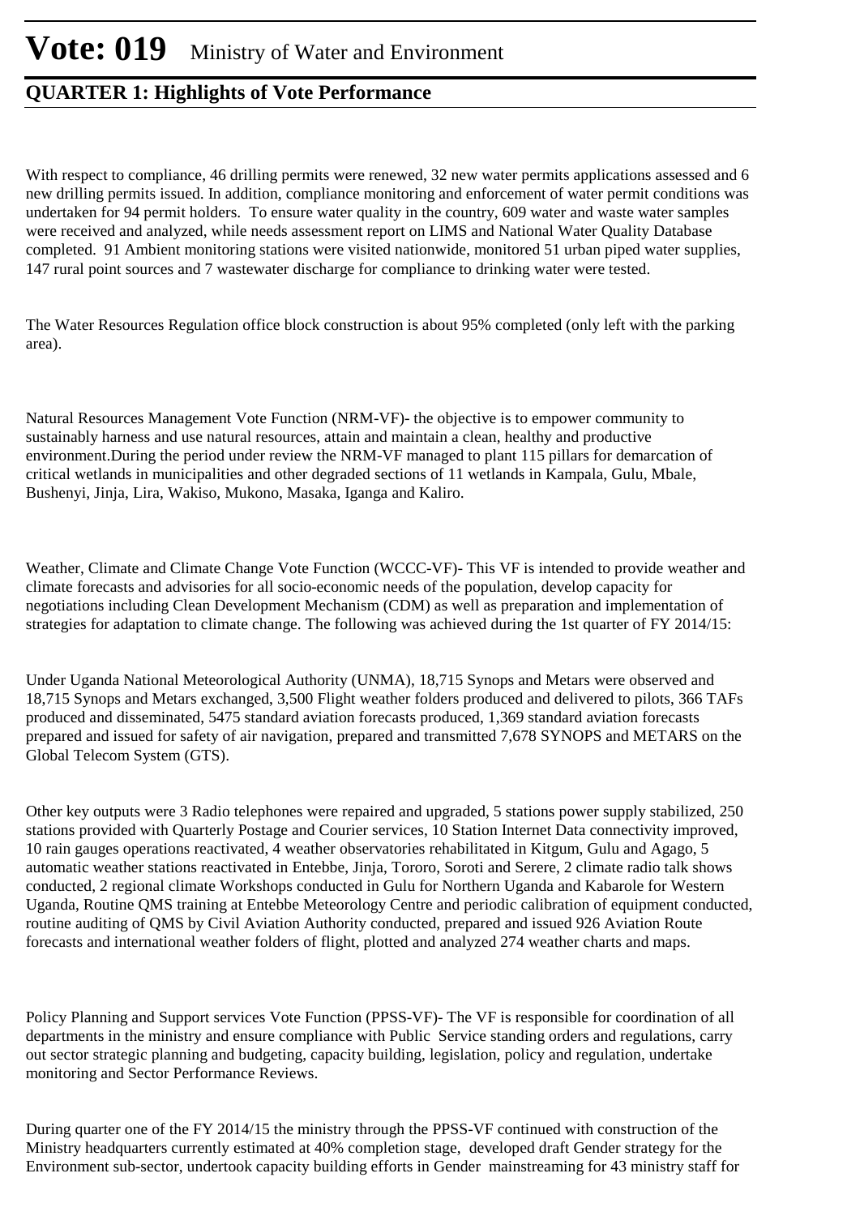With respect to compliance, 46 drilling permits were renewed, 32 new water permits applications assessed and 6 new drilling permits issued. In addition, compliance monitoring and enforcement of water permit conditions was undertaken for 94 permit holders. To ensure water quality in the country, 609 water and waste water samples were received and analyzed, while needs assessment report on LIMS and National Water Quality Database completed. 91 Ambient monitoring stations were visited nationwide, monitored 51 urban piped water supplies, 147 rural point sources and 7 wastewater discharge for compliance to drinking water were tested.

The Water Resources Regulation office block construction is about 95% completed (only left with the parking area).

Natural Resources Management Vote Function (NRM-VF)- the objective is to empower community to sustainably harness and use natural resources, attain and maintain a clean, healthy and productive environment.During the period under review the NRM-VF managed to plant 115 pillars for demarcation of critical wetlands in municipalities and other degraded sections of 11 wetlands in Kampala, Gulu, Mbale, Bushenyi, Jinja, Lira, Wakiso, Mukono, Masaka, Iganga and Kaliro.

Weather, Climate and Climate Change Vote Function (WCCC-VF)- This VF is intended to provide weather and climate forecasts and advisories for all socio-economic needs of the population, develop capacity for negotiations including Clean Development Mechanism (CDM) as well as preparation and implementation of strategies for adaptation to climate change. The following was achieved during the 1st quarter of FY 2014/15:

Under Uganda National Meteorological Authority (UNMA), 18,715 Synops and Metars were observed and 18,715 Synops and Metars exchanged, 3,500 Flight weather folders produced and delivered to pilots, 366 TAFs produced and disseminated, 5475 standard aviation forecasts produced, 1,369 standard aviation forecasts prepared and issued for safety of air navigation, prepared and transmitted 7,678 SYNOPS and METARS on the Global Telecom System (GTS).

Other key outputs were 3 Radio telephones were repaired and upgraded, 5 stations power supply stabilized, 250 stations provided with Quarterly Postage and Courier services, 10 Station Internet Data connectivity improved, 10 rain gauges operations reactivated, 4 weather observatories rehabilitated in Kitgum, Gulu and Agago, 5 automatic weather stations reactivated in Entebbe, Jinja, Tororo, Soroti and Serere, 2 climate radio talk shows conducted, 2 regional climate Workshops conducted in Gulu for Northern Uganda and Kabarole for Western Uganda, Routine QMS training at Entebbe Meteorology Centre and periodic calibration of equipment conducted, routine auditing of QMS by Civil Aviation Authority conducted, prepared and issued 926 Aviation Route forecasts and international weather folders of flight, plotted and analyzed 274 weather charts and maps.

Policy Planning and Support services Vote Function (PPSS-VF)- The VF is responsible for coordination of all departments in the ministry and ensure compliance with Public Service standing orders and regulations, carry out sector strategic planning and budgeting, capacity building, legislation, policy and regulation, undertake monitoring and Sector Performance Reviews.

During quarter one of the FY 2014/15 the ministry through the PPSS-VF continued with construction of the Ministry headquarters currently estimated at 40% completion stage, developed draft Gender strategy for the Environment sub-sector, undertook capacity building efforts in Gender mainstreaming for 43 ministry staff for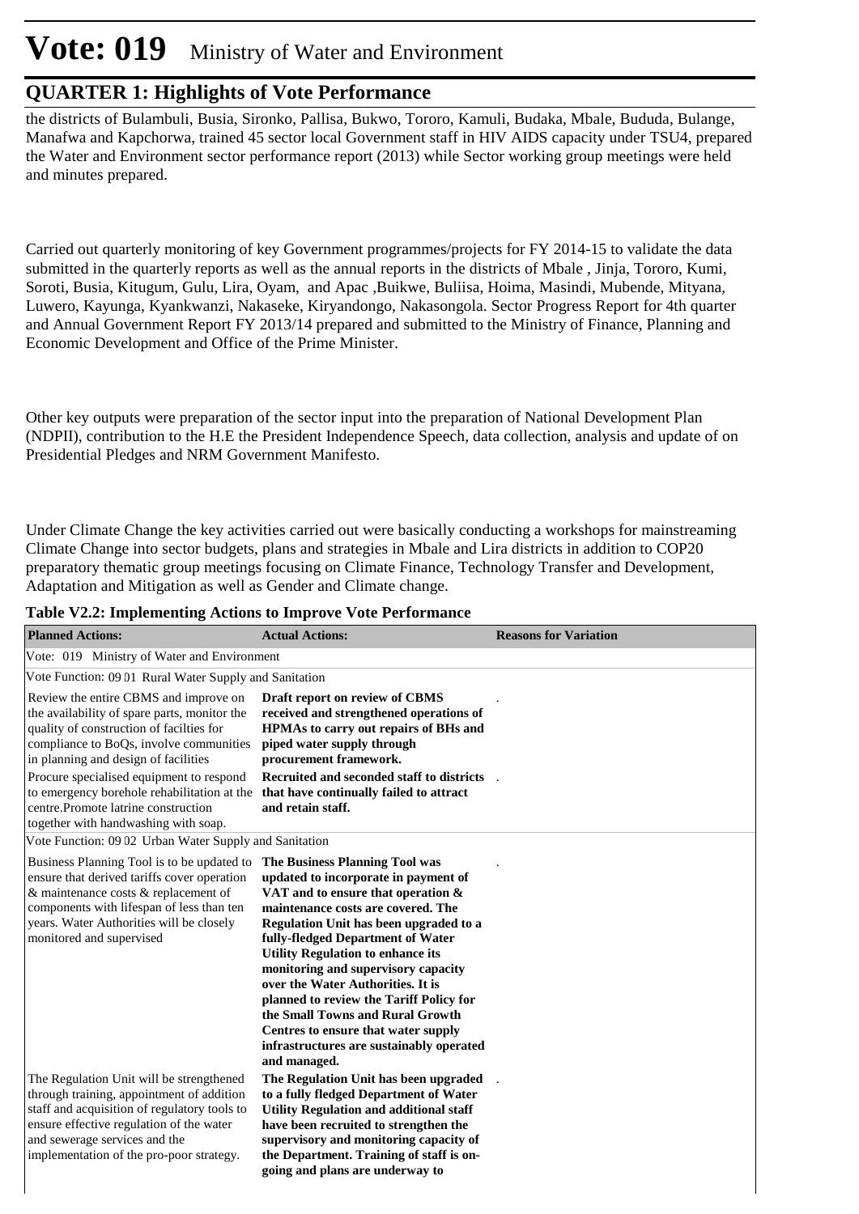the districts of Bulambuli, Busia, Sironko, Pallisa, Bukwo, Tororo, Kamuli, Budaka, Mbale, Bududa, Bulange, Manafwa and Kapchorwa, trained 45 sector local Government staff in HIV AIDS capacity under TSU4, prepared the Water and Environment sector performance report (2013) while Sector working group meetings were held and minutes prepared.

Carried out quarterly monitoring of key Government programmes/projects for FY 2014-15 to validate the data submitted in the quarterly reports as well as the annual reports in the districts of Mbale , Jinja, Tororo, Kumi, Soroti, Busia, Kitugum, Gulu, Lira, Oyam, and Apac ,Buikwe, Buliisa, Hoima, Masindi, Mubende, Mityana, Luwero, Kayunga, Kyankwanzi, Nakaseke, Kiryandongo, Nakasongola. Sector Progress Report for 4th quarter and Annual Government Report FY 2013/14 prepared and submitted to the Ministry of Finance, Planning and Economic Development and Office of the Prime Minister.

Other key outputs were preparation of the sector input into the preparation of National Development Plan (NDPII), contribution to the H.E the President Independence Speech, data collection, analysis and update of on Presidential Pledges and NRM Government Manifesto.

Under Climate Change the key activities carried out were basically conducting a workshops for mainstreaming Climate Change into sector budgets, plans and strategies in Mbale and Lira districts in addition to COP20 preparatory thematic group meetings focusing on Climate Finance, Technology Transfer and Development, Adaptation and Mitigation as well as Gender and Climate change.

**Table V2.2: Implementing Actions to Improve Vote Performance**

| Planned Actions: | Actual Actions: | Reasons for Variation |
|---|---|---|
| Vote: 019 Ministry of Water and Environment | | |
| Vote Function: 09 01 Rural Water Supply and Sanitation | | |
| Review the entire CBMS and improve on the availability of spare parts, monitor the quality of construction of facilties for compliance to BoQs, involve communities in planning and design of facilities | **Draft report on review of CBMS received and strengthened operations of HPMAs to carry out repairs of BHs and piped water supply through procurement framework.** | . |
| Procure specialised equipment to respond to emergency borehole rehabilitation at the centre.Promote latrine construction together with handwashing with soap. | **Recruited and seconded staff to districts that have continually failed to attract and retain staff.** | . |
| Vote Function: 09 02 Urban Water Supply and Sanitation | | |
| Business Planning Tool is to be updated to ensure that derived tariffs cover operation & maintenance costs & replacement of components with lifespan of less than ten years. Water Authorities will be closely monitored and supervised | **The Business Planning Tool was updated to incorporate in payment of VAT and to ensure that operation & maintenance costs are covered. The Regulation Unit has been upgraded to a fully-fledged Department of Water Utility Regulation to enhance its monitoring and supervisory capacity over the Water Authorities. It is planned to review the Tariff Policy for the Small Towns and Rural Growth Centres to ensure that water supply infrastructures are sustainably operated and managed.** | . |
| The Regulation Unit will be strengthened through training, appointment of addition staff and acquisition of regulatory tools to ensure effective regulation of the water and sewerage services and the implementation of the pro-poor strategy. | **The Regulation Unit has been upgraded to a fully fledged Department of Water Utility Regulation and additional staff have been recruited to strengthen the supervisory and monitoring capacity of the Department. Training of staff is on-going and plans are underway to** | . |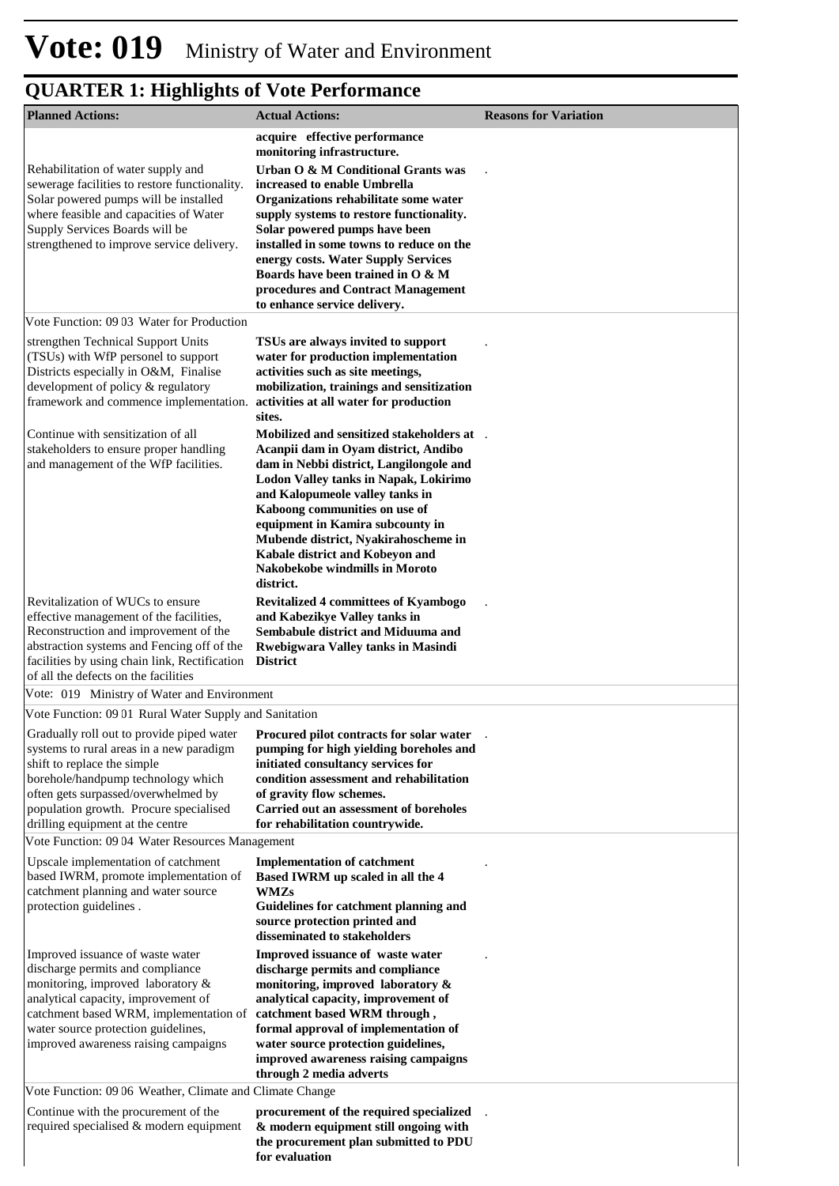# Vote: 019 Ministry of Water and Environment

## QUARTER 1: Highlights of Vote Performance

| Planned Actions: | Actual Actions: | Reasons for Variation |
|---|---|---|
| | **acquire effective performance monitoring infrastructure.** | |
| Rehabilitation of water supply and sewerage facilities to restore functionality. Solar powered pumps will be installed where feasible and capacities of Water Supply Services Boards will be strengthened to improve service delivery. | **Urban O & M Conditional Grants was increased to enable Umbrella Organizations rehabilitate some water supply systems to restore functionality. Solar powered pumps have been installed in some towns to reduce on the energy costs. Water Supply Services Boards have been trained in O & M procedures and Contract Management to enhance service delivery.** | . |
| Vote Function: 09 03 Water for Production | | |
| strengthen Technical Support Units (TSUs) with WfP personel to support Districts especially in O&M, Finalise development of policy & regulatory framework and commence implementation. | **TSUs are always invited to support water for production implementation activities such as site meetings, mobilization, trainings and sensitization activities at all water for production sites.** | . |
| Continue with sensitization of all stakeholders to ensure proper handling and management of the WfP facilities. | **Mobilized and sensitized stakeholders at Acanpii dam in Oyam district, Andibo dam in Nebbi district, Langilongole and Lodon Valley tanks in Napak, Lokirimo and Kalopumeole valley tanks in Kaboong communities on use of equipment in Kamira subcounty in Mubende district, Nyakirahoscheme in Kabale district and Kobeyon and Nakobekobe windmills in Moroto district.** | . |
| Revitalization of WUCs to ensure effective management of the facilities, Reconstruction and improvement of the abstraction systems and Fencing off of the facilities by using chain link, Rectification of all the defects on the facilities | **Revitalized 4 committees of Kyambogo and Kabezikye Valley tanks in Sembabule district and Miduuma and Rwebigwara Valley tanks in Masindi District** | . |
| Vote: 019 Ministry of Water and Environment | | |
| Vote Function: 09 01 Rural Water Supply and Sanitation | | |
| Gradually roll out to provide piped water systems to rural areas in a new paradigm shift to replace the simple borehole/handpump technology which often gets surpassed/overwhelmed by population growth. Procure specialised drilling equipment at the centre | **Procured pilot contracts for solar water pumping for high yielding boreholes and initiated consultancy services for condition assessment and rehabilitation of gravity flow schemes.**<br>**Carried out an assessment of boreholes for rehabilitation countrywide.** | . |
| Vote Function: 09 04 Water Resources Management | | |
| Upscale implementation of catchment based IWRM, promote implementation of catchment planning and water source protection guidelines . | **Implementation of catchment Based IWRM up scaled in all the 4 WMZs**<br>**Guidelines for catchment planning and source protection printed and disseminated to stakeholders** | . |
| Improved issuance of waste water discharge permits and compliance monitoring, improved laboratory & analytical capacity, improvement of catchment based WRM, implementation of water source protection guidelines, improved awareness raising campaigns | **Improved issuance of waste water discharge permits and compliance monitoring, improved laboratory & analytical capacity, improvement of catchment based WRM through , formal approval of implementation of water source protection guidelines, improved awareness raising campaigns through 2 media adverts** | . |
| Vote Function: 09 06 Weather, Climate and Climate Change | | |
| Continue with the procurement of the required specialised & modern equipment | **procurement of the required specialized & modern equipment still ongoing with the procurement plan submitted to PDU for evaluation** | . |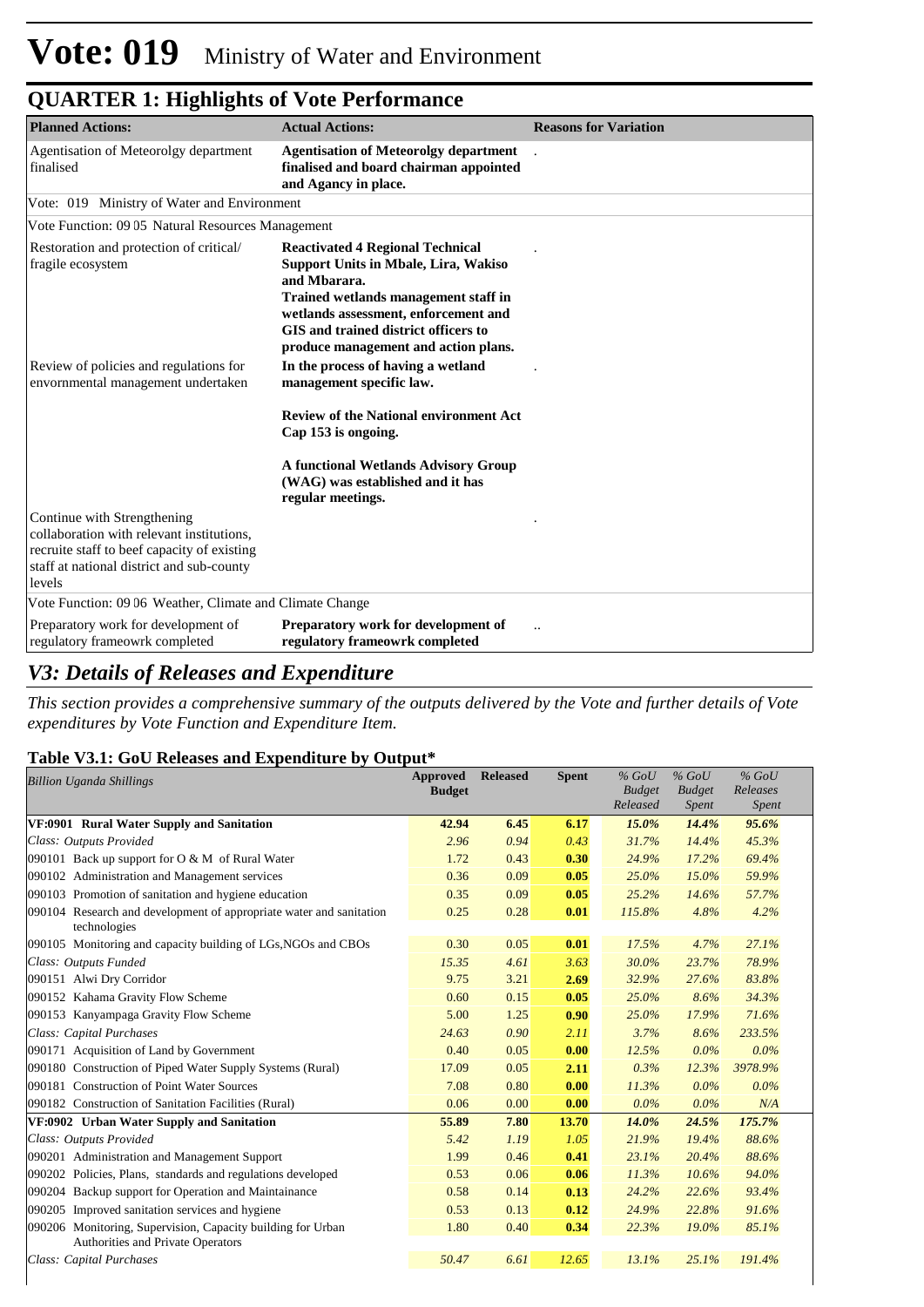# Vote: 019 Ministry of Water and Environment

## QUARTER 1: Highlights of Vote Performance

| Planned Actions: | Actual Actions: | Reasons for Variation |
|---|---|---|
| Agentisation of Meteorolgy department finalised | **Agentisation of Meteorolgy department finalised and board chairman appointed and Agancy in place.** | . |
| Vote: 019 Ministry of Water and Environment | | |
| Vote Function: 09 05 Natural Resources Management | | |
| Restoration and protection of critical/ fragile ecosystem | **Reactivated 4 Regional Technical Support Units in Mbale, Lira, Wakiso and Mbarara. Trained wetlands management staff in wetlands assessment, enforcement and GIS and trained district officers to produce management and action plans.** | . |
| Review of policies and regulations for envornmental management undertaken | **In the process of having a wetland management specific law.** **Review of the National environment Act Cap 153 is ongoing.** **A functional Wetlands Advisory Group (WAG) was established and it has regular meetings.** | . |
| Continue with Strengthening collaboration with relevant institutions, recruite staff to beef capacity of existing staff at national district and sub-county levels | | . |
| Vote Function: 09 06 Weather, Climate and Climate Change | | |
| Preparatory work for development of regulatory frameowrk completed | **Preparatory work for development of regulatory frameowrk completed** | .. |

## *V3: Details of Releases and Expenditure*

*This section provides a comprehensive summary of the outputs delivered by the Vote and further details of Vote expenditures by Vote Function and Expenditure Item.*

### Table V3.1: GoU Releases and Expenditure by Output*

| *Billion Uganda Shillings* | Approved Budget | Released | Spent | *% GoU Budget Released* | *% GoU Budget Spent* | *% GoU Releases Spent* |
|---|---|---|---|---|---|---|
| **VF:0901 Rural Water Supply and Sanitation** | **42.94** | **6.45** | **6.17** | ***15.0%*** | ***14.4%*** | ***95.6%*** |
| *Class: Outputs Provided* | *2.96* | *0.94* | *0.43* | *31.7%* | *14.4%* | *45.3%* |
| 090101 Back up support for O & M of Rural Water | 1.72 | 0.43 | **0.30** | *24.9%* | *17.2%* | *69.4%* |
| 090102 Administration and Management services | 0.36 | 0.09 | **0.05** | *25.0%* | *15.0%* | *59.9%* |
| 090103 Promotion of sanitation and hygiene education | 0.35 | 0.09 | **0.05** | *25.2%* | *14.6%* | *57.7%* |
| 090104 Research and development of appropriate water and sanitation technologies | 0.25 | 0.28 | **0.01** | *115.8%* | *4.8%* | *4.2%* |
| 090105 Monitoring and capacity building of LGs,NGOs and CBOs | 0.30 | 0.05 | **0.01** | *17.5%* | *4.7%* | *27.1%* |
| *Class: Outputs Funded* | *15.35* | *4.61* | *3.63* | *30.0%* | *23.7%* | *78.9%* |
| 090151 Alwi Dry Corridor | 9.75 | 3.21 | **2.69** | *32.9%* | *27.6%* | *83.8%* |
| 090152 Kahama Gravity Flow Scheme | 0.60 | 0.15 | **0.05** | *25.0%* | *8.6%* | *34.3%* |
| 090153 Kanyampaga Gravity Flow Scheme | 5.00 | 1.25 | **0.90** | *25.0%* | *17.9%* | *71.6%* |
| *Class: Capital Purchases* | *24.63* | *0.90* | *2.11* | *3.7%* | *8.6%* | *233.5%* |
| 090171 Acquisition of Land by Government | 0.40 | 0.05 | **0.00** | *12.5%* | *0.0%* | *0.0%* |
| 090180 Construction of Piped Water Supply Systems (Rural) | 17.09 | 0.05 | **2.11** | *0.3%* | *12.3%* | *3978.9%* |
| 090181 Construction of Point Water Sources | 7.08 | 0.80 | **0.00** | *11.3%* | *0.0%* | *0.0%* |
| 090182 Construction of Sanitation Facilities (Rural) | 0.06 | 0.00 | **0.00** | *0.0%* | *0.0%* | *N/A* |
| **VF:0902 Urban Water Supply and Sanitation** | **55.89** | **7.80** | **13.70** | ***14.0%*** | ***24.5%*** | ***175.7%*** |
| *Class: Outputs Provided* | *5.42* | *1.19* | *1.05* | *21.9%* | *19.4%* | *88.6%* |
| 090201 Administration and Management Support | 1.99 | 0.46 | **0.41** | *23.1%* | *20.4%* | *88.6%* |
| 090202 Policies, Plans, standards and regulations developed | 0.53 | 0.06 | **0.06** | *11.3%* | *10.6%* | *94.0%* |
| 090204 Backup support for Operation and Maintainance | 0.58 | 0.14 | **0.13** | *24.2%* | *22.6%* | *93.4%* |
| 090205 Improved sanitation services and hygiene | 0.53 | 0.13 | **0.12** | *24.9%* | *22.8%* | *91.6%* |
| 090206 Monitoring, Supervision, Capacity building for Urban Authorities and Private Operators | 1.80 | 0.40 | **0.34** | *22.3%* | *19.0%* | *85.1%* |
| *Class: Capital Purchases* | *50.47* | *6.61* | *12.65* | *13.1%* | *25.1%* | *191.4%* |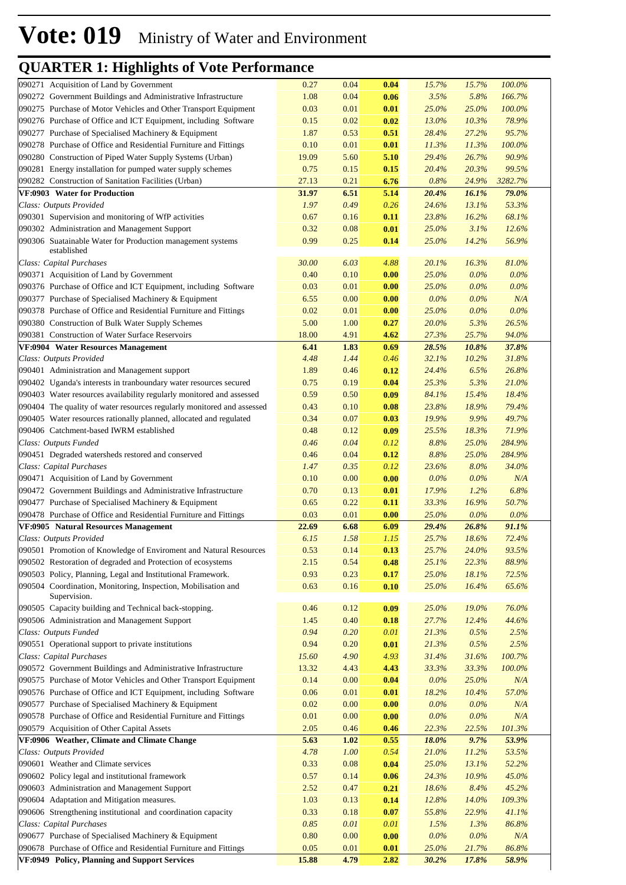# Vote: 019 Ministry of Water and Environment

## QUARTER 1: Highlights of Vote Performance

| | | | | | | |
|---|---|---|---|---|---|---|
| 090271 Acquisition of Land by Government | 0.27 | 0.04 | **0.04** | *15.7%* | *15.7%* | *100.0%* |
| 090272 Government Buildings and Administrative Infrastructure | 1.08 | 0.04 | **0.06** | *3.5%* | *5.8%* | *166.7%* |
| 090275 Purchase of Motor Vehicles and Other Transport Equipment | 0.03 | 0.01 | **0.01** | *25.0%* | *25.0%* | *100.0%* |
| 090276 Purchase of Office and ICT Equipment, including Software | 0.15 | 0.02 | **0.02** | *13.0%* | *10.3%* | *78.9%* |
| 090277 Purchase of Specialised Machinery & Equipment | 1.87 | 0.53 | **0.51** | *28.4%* | *27.2%* | *95.7%* |
| 090278 Purchase of Office and Residential Furniture and Fittings | 0.10 | 0.01 | **0.01** | *11.3%* | *11.3%* | *100.0%* |
| 090280 Construction of Piped Water Supply Systems (Urban) | 19.09 | 5.60 | **5.10** | *29.4%* | *26.7%* | *90.9%* |
| 090281 Energy installation for pumped water supply schemes | 0.75 | 0.15 | **0.15** | *20.4%* | *20.3%* | *99.5%* |
| 090282 Construction of Sanitation Facilities (Urban) | 27.13 | 0.21 | **6.76** | *0.8%* | *24.9%* | *3282.7%* |
| **VF:0903 Water for Production** | **31.97** | **6.51** | **5.14** | ***20.4%*** | ***16.1%*** | ***79.0%*** |
| *Class: Outputs Provided* | *1.97* | *0.49* | *0.26* | *24.6%* | *13.1%* | *53.3%* |
| 090301 Supervision and monitoring of WfP activities | 0.67 | 0.16 | **0.11** | *23.8%* | *16.2%* | *68.1%* |
| 090302 Administration and Management Support | 0.32 | 0.08 | **0.01** | *25.0%* | *3.1%* | *12.6%* |
| 090306 Suatainable Water for Production management systems established | 0.99 | 0.25 | **0.14** | *25.0%* | *14.2%* | *56.9%* |
| *Class: Capital Purchases* | *30.00* | *6.03* | *4.88* | *20.1%* | *16.3%* | *81.0%* |
| 090371 Acquisition of Land by Government | 0.40 | 0.10 | **0.00** | *25.0%* | *0.0%* | *0.0%* |
| 090376 Purchase of Office and ICT Equipment, including Software | 0.03 | 0.01 | **0.00** | *25.0%* | *0.0%* | *0.0%* |
| 090377 Purchase of Specialised Machinery & Equipment | 6.55 | 0.00 | **0.00** | *0.0%* | *0.0%* | *N/A* |
| 090378 Purchase of Office and Residential Furniture and Fittings | 0.02 | 0.01 | **0.00** | *25.0%* | *0.0%* | *0.0%* |
| 090380 Construction of Bulk Water Supply Schemes | 5.00 | 1.00 | **0.27** | *20.0%* | *5.3%* | *26.5%* |
| 090381 Construction of Water Surface Reservoirs | 18.00 | 4.91 | **4.62** | *27.3%* | *25.7%* | *94.0%* |
| **VF:0904 Water Resources Management** | **6.41** | **1.83** | **0.69** | ***28.5%*** | ***10.8%*** | ***37.8%*** |
| *Class: Outputs Provided* | *4.48* | *1.44* | *0.46* | *32.1%* | *10.2%* | *31.8%* |
| 090401 Administration and Management support | 1.89 | 0.46 | **0.12** | *24.4%* | *6.5%* | *26.8%* |
| 090402 Uganda's interests in tranboundary water resources secured | 0.75 | 0.19 | **0.04** | *25.3%* | *5.3%* | *21.0%* |
| 090403 Water resources availability regularly monitored and assessed | 0.59 | 0.50 | **0.09** | *84.1%* | *15.4%* | *18.4%* |
| 090404 The quality of water resources regularly monitored and assessed | 0.43 | 0.10 | **0.08** | *23.8%* | *18.9%* | *79.4%* |
| 090405 Water resources rationally planned, allocated and regulated | 0.34 | 0.07 | **0.03** | *19.9%* | *9.9%* | *49.7%* |
| 090406 Catchment-based IWRM established | 0.48 | 0.12 | **0.09** | *25.5%* | *18.3%* | *71.9%* |
| *Class: Outputs Funded* | *0.46* | *0.04* | *0.12* | *8.8%* | *25.0%* | *284.9%* |
| 090451 Degraded watersheds restored and conserved | 0.46 | 0.04 | **0.12** | *8.8%* | *25.0%* | *284.9%* |
| *Class: Capital Purchases* | *1.47* | *0.35* | *0.12* | *23.6%* | *8.0%* | *34.0%* |
| 090471 Acquisition of Land by Government | 0.10 | 0.00 | **0.00** | *0.0%* | *0.0%* | *N/A* |
| 090472 Government Buildings and Administrative Infrastructure | 0.70 | 0.13 | **0.01** | *17.9%* | *1.2%* | *6.8%* |
| 090477 Purchase of Specialised Machinery & Equipment | 0.65 | 0.22 | **0.11** | *33.3%* | *16.9%* | *50.7%* |
| 090478 Purchase of Office and Residential Furniture and Fittings | 0.03 | 0.01 | **0.00** | *25.0%* | *0.0%* | *0.0%* |
| **VF:0905 Natural Resources Management** | **22.69** | **6.68** | **6.09** | ***29.4%*** | ***26.8%*** | ***91.1%*** |
| *Class: Outputs Provided* | *6.15* | *1.58* | *1.15* | *25.7%* | *18.6%* | *72.4%* |
| 090501 Promotion of Knowledge of Enviroment and Natural Resources | 0.53 | 0.14 | **0.13** | *25.7%* | *24.0%* | *93.5%* |
| 090502 Restoration of degraded and Protection of ecosystems | 2.15 | 0.54 | **0.48** | *25.1%* | *22.3%* | *88.9%* |
| 090503 Policy, Planning, Legal and Institutional Framework. | 0.93 | 0.23 | **0.17** | *25.0%* | *18.1%* | *72.5%* |
| 090504 Coordination, Monitoring, Inspection, Mobilisation and Supervision. | 0.63 | 0.16 | **0.10** | *25.0%* | *16.4%* | *65.6%* |
| 090505 Capacity building and Technical back-stopping. | 0.46 | 0.12 | **0.09** | *25.0%* | *19.0%* | *76.0%* |
| 090506 Administration and Management Support | 1.45 | 0.40 | **0.18** | *27.7%* | *12.4%* | *44.6%* |
| *Class: Outputs Funded* | *0.94* | *0.20* | *0.01* | *21.3%* | *0.5%* | *2.5%* |
| 090551 Operational support to private institutions | 0.94 | 0.20 | **0.01** | *21.3%* | *0.5%* | *2.5%* |
| *Class: Capital Purchases* | *15.60* | *4.90* | *4.93* | *31.4%* | *31.6%* | *100.7%* |
| 090572 Government Buildings and Administrative Infrastructure | 13.32 | 4.43 | **4.43** | *33.3%* | *33.3%* | *100.0%* |
| 090575 Purchase of Motor Vehicles and Other Transport Equipment | 0.14 | 0.00 | **0.04** | *0.0%* | *25.0%* | *N/A* |
| 090576 Purchase of Office and ICT Equipment, including Software | 0.06 | 0.01 | **0.01** | *18.2%* | *10.4%* | *57.0%* |
| 090577 Purchase of Specialised Machinery & Equipment | 0.02 | 0.00 | **0.00** | *0.0%* | *0.0%* | *N/A* |
| 090578 Purchase of Office and Residential Furniture and Fittings | 0.01 | 0.00 | **0.00** | *0.0%* | *0.0%* | *N/A* |
| 090579 Acquisition of Other Capital Assets | 2.05 | 0.46 | **0.46** | *22.3%* | *22.5%* | *101.3%* |
| **VF:0906 Weather, Climate and Climate Change** | **5.63** | **1.02** | **0.55** | ***18.0%*** | ***9.7%*** | ***53.9%*** |
| *Class: Outputs Provided* | *4.78* | *1.00* | *0.54* | *21.0%* | *11.2%* | *53.5%* |
| 090601 Weather and Climate services | 0.33 | 0.08 | **0.04** | *25.0%* | *13.1%* | *52.2%* |
| 090602 Policy legal and institutional framework | 0.57 | 0.14 | **0.06** | *24.3%* | *10.9%* | *45.0%* |
| 090603 Administration and Management Support | 2.52 | 0.47 | **0.21** | *18.6%* | *8.4%* | *45.2%* |
| 090604 Adaptation and Mitigation measures. | 1.03 | 0.13 | **0.14** | *12.8%* | *14.0%* | *109.3%* |
| 090606 Strengthening institutional and coordination capacity | 0.33 | 0.18 | **0.07** | *55.8%* | *22.9%* | *41.1%* |
| *Class: Capital Purchases* | *0.85* | *0.01* | *0.01* | *1.5%* | *1.3%* | *86.8%* |
| 090677 Purchase of Specialised Machinery & Equipment | 0.80 | 0.00 | **0.00** | *0.0%* | *0.0%* | *N/A* |
| 090678 Purchase of Office and Residential Furniture and Fittings | 0.05 | 0.01 | **0.01** | *25.0%* | *21.7%* | *86.8%* |
| **VF:0949 Policy, Planning and Support Services** | **15.88** | **4.79** | **2.82** | ***30.2%*** | ***17.8%*** | ***58.9%*** |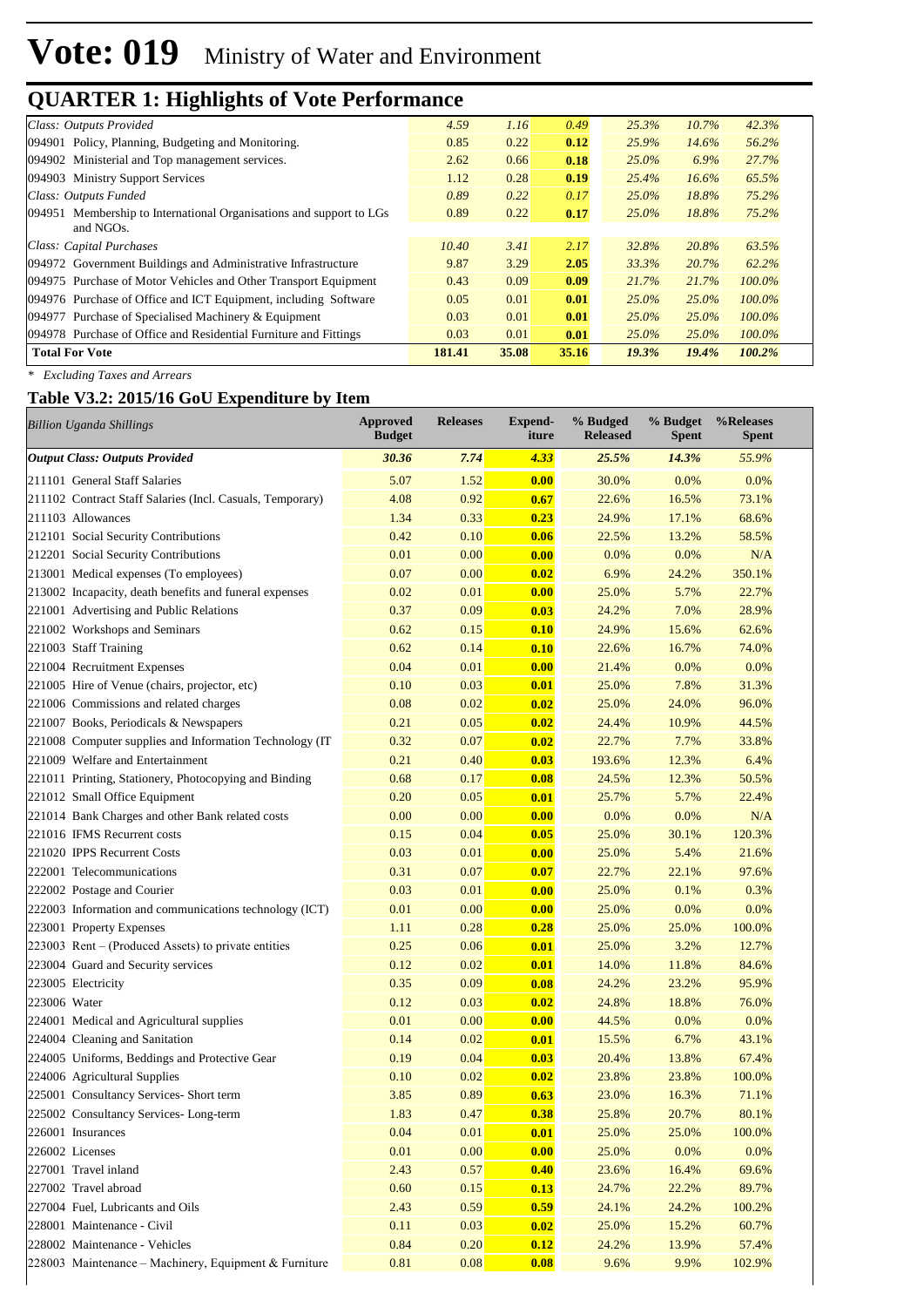# Vote: 019 Ministry of Water and Environment

## QUARTER 1: Highlights of Vote Performance

| | | | | | | |
|---|---|---|---|---|---|---|
| *Class: Outputs Provided* | *4.59* | *1.16* | *0.49* | *25.3%* | *10.7%* | *42.3%* |
| 094901 Policy, Planning, Budgeting and Monitoring. | 0.85 | 0.22 | **0.12** | *25.9%* | *14.6%* | *56.2%* |
| 094902 Ministerial and Top management services. | 2.62 | 0.66 | **0.18** | *25.0%* | *6.9%* | *27.7%* |
| 094903 Ministry Support Services | 1.12 | 0.28 | **0.19** | *25.4%* | *16.6%* | *65.5%* |
| *Class: Outputs Funded* | *0.89* | *0.22* | *0.17* | *25.0%* | *18.8%* | *75.2%* |
| 094951 Membership to International Organisations and support to LGs and NGOs. | 0.89 | 0.22 | **0.17** | *25.0%* | *18.8%* | *75.2%* |
| *Class: Capital Purchases* | *10.40* | *3.41* | *2.17* | *32.8%* | *20.8%* | *63.5%* |
| 094972 Government Buildings and Administrative Infrastructure | 9.87 | 3.29 | **2.05** | *33.3%* | *20.7%* | *62.2%* |
| 094975 Purchase of Motor Vehicles and Other Transport Equipment | 0.43 | 0.09 | **0.09** | *21.7%* | *21.7%* | *100.0%* |
| 094976 Purchase of Office and ICT Equipment, including Software | 0.05 | 0.01 | **0.01** | *25.0%* | *25.0%* | *100.0%* |
| 094977 Purchase of Specialised Machinery & Equipment | 0.03 | 0.01 | **0.01** | *25.0%* | *25.0%* | *100.0%* |
| 094978 Purchase of Office and Residential Furniture and Fittings | 0.03 | 0.01 | **0.01** | *25.0%* | *25.0%* | *100.0%* |
| **Total For Vote** | **181.41** | **35.08** | **35.16** | ***19.3%*** | ***19.4%*** | ***100.2%*** |

*\* Excluding Taxes and Arrears*

### Table V3.2: 2015/16 GoU Expenditure by Item

| *Billion Uganda Shillings* | Approved Budget | Releases | Expend-iture | % Budged Released | % Budget Spent | %Releases Spent |
|---|---|---|---|---|---|---|
| ***Output Class: Outputs Provided*** | ***30.36*** | ***7.74*** | ***4.33*** | ***25.5%*** | ***14.3%*** | ***55.9%*** |
| 211101 General Staff Salaries | 5.07 | 1.52 | **0.00** | 30.0% | 0.0% | 0.0% |
| 211102 Contract Staff Salaries (Incl. Casuals, Temporary) | 4.08 | 0.92 | **0.67** | 22.6% | 16.5% | 73.1% |
| 211103 Allowances | 1.34 | 0.33 | **0.23** | 24.9% | 17.1% | 68.6% |
| 212101 Social Security Contributions | 0.42 | 0.10 | **0.06** | 22.5% | 13.2% | 58.5% |
| 212201 Social Security Contributions | 0.01 | 0.00 | **0.00** | 0.0% | 0.0% | N/A |
| 213001 Medical expenses (To employees) | 0.07 | 0.00 | **0.02** | 6.9% | 24.2% | 350.1% |
| 213002 Incapacity, death benefits and funeral expenses | 0.02 | 0.01 | **0.00** | 25.0% | 5.7% | 22.7% |
| 221001 Advertising and Public Relations | 0.37 | 0.09 | **0.03** | 24.2% | 7.0% | 28.9% |
| 221002 Workshops and Seminars | 0.62 | 0.15 | **0.10** | 24.9% | 15.6% | 62.6% |
| 221003 Staff Training | 0.62 | 0.14 | **0.10** | 22.6% | 16.7% | 74.0% |
| 221004 Recruitment Expenses | 0.04 | 0.01 | **0.00** | 21.4% | 0.0% | 0.0% |
| 221005 Hire of Venue (chairs, projector, etc) | 0.10 | 0.03 | **0.01** | 25.0% | 7.8% | 31.3% |
| 221006 Commissions and related charges | 0.08 | 0.02 | **0.02** | 25.0% | 24.0% | 96.0% |
| 221007 Books, Periodicals & Newspapers | 0.21 | 0.05 | **0.02** | 24.4% | 10.9% | 44.5% |
| 221008 Computer supplies and Information Technology (IT | 0.32 | 0.07 | **0.02** | 22.7% | 7.7% | 33.8% |
| 221009 Welfare and Entertainment | 0.21 | 0.40 | **0.03** | 193.6% | 12.3% | 6.4% |
| 221011 Printing, Stationery, Photocopying and Binding | 0.68 | 0.17 | **0.08** | 24.5% | 12.3% | 50.5% |
| 221012 Small Office Equipment | 0.20 | 0.05 | **0.01** | 25.7% | 5.7% | 22.4% |
| 221014 Bank Charges and other Bank related costs | 0.00 | 0.00 | **0.00** | 0.0% | 0.0% | N/A |
| 221016 IFMS Recurrent costs | 0.15 | 0.04 | **0.05** | 25.0% | 30.1% | 120.3% |
| 221020 IPPS Recurrent Costs | 0.03 | 0.01 | **0.00** | 25.0% | 5.4% | 21.6% |
| 222001 Telecommunications | 0.31 | 0.07 | **0.07** | 22.7% | 22.1% | 97.6% |
| 222002 Postage and Courier | 0.03 | 0.01 | **0.00** | 25.0% | 0.1% | 0.3% |
| 222003 Information and communications technology (ICT) | 0.01 | 0.00 | **0.00** | 25.0% | 0.0% | 0.0% |
| 223001 Property Expenses | 1.11 | 0.28 | **0.28** | 25.0% | 25.0% | 100.0% |
| 223003 Rent – (Produced Assets) to private entities | 0.25 | 0.06 | **0.01** | 25.0% | 3.2% | 12.7% |
| 223004 Guard and Security services | 0.12 | 0.02 | **0.01** | 14.0% | 11.8% | 84.6% |
| 223005 Electricity | 0.35 | 0.09 | **0.08** | 24.2% | 23.2% | 95.9% |
| 223006 Water | 0.12 | 0.03 | **0.02** | 24.8% | 18.8% | 76.0% |
| 224001 Medical and Agricultural supplies | 0.01 | 0.00 | **0.00** | 44.5% | 0.0% | 0.0% |
| 224004 Cleaning and Sanitation | 0.14 | 0.02 | **0.01** | 15.5% | 6.7% | 43.1% |
| 224005 Uniforms, Beddings and Protective Gear | 0.19 | 0.04 | **0.03** | 20.4% | 13.8% | 67.4% |
| 224006 Agricultural Supplies | 0.10 | 0.02 | **0.02** | 23.8% | 23.8% | 100.0% |
| 225001 Consultancy Services- Short term | 3.85 | 0.89 | **0.63** | 23.0% | 16.3% | 71.1% |
| 225002 Consultancy Services- Long-term | 1.83 | 0.47 | **0.38** | 25.8% | 20.7% | 80.1% |
| 226001 Insurances | 0.04 | 0.01 | **0.01** | 25.0% | 25.0% | 100.0% |
| 226002 Licenses | 0.01 | 0.00 | **0.00** | 25.0% | 0.0% | 0.0% |
| 227001 Travel inland | 2.43 | 0.57 | **0.40** | 23.6% | 16.4% | 69.6% |
| 227002 Travel abroad | 0.60 | 0.15 | **0.13** | 24.7% | 22.2% | 89.7% |
| 227004 Fuel, Lubricants and Oils | 2.43 | 0.59 | **0.59** | 24.1% | 24.2% | 100.2% |
| 228001 Maintenance - Civil | 0.11 | 0.03 | **0.02** | 25.0% | 15.2% | 60.7% |
| 228002 Maintenance - Vehicles | 0.84 | 0.20 | **0.12** | 24.2% | 13.9% | 57.4% |
| 228003 Maintenance – Machinery, Equipment & Furniture | 0.81 | 0.08 | **0.08** | 9.6% | 9.9% | 102.9% |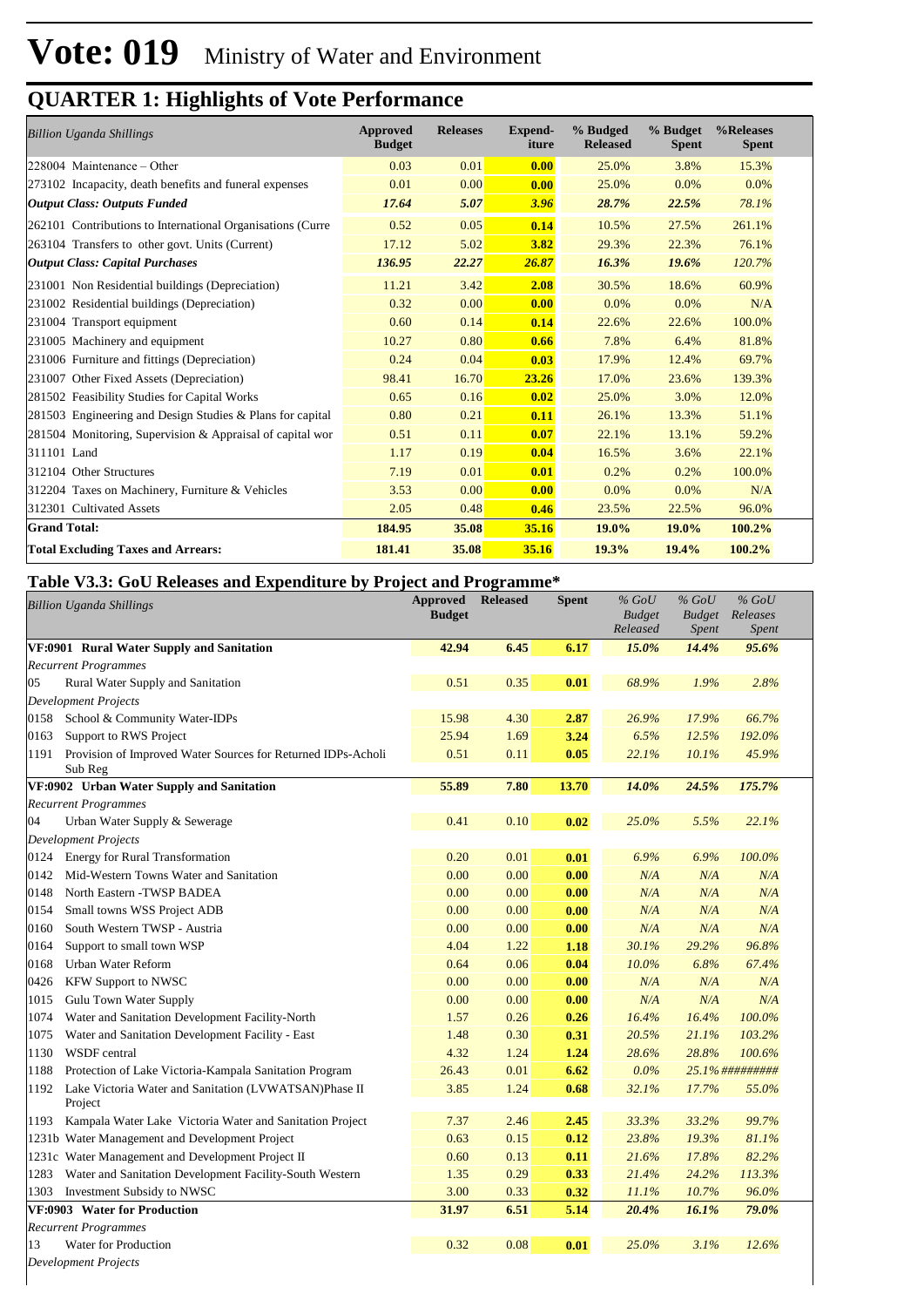# Vote: 019 Ministry of Water and Environment

## QUARTER 1: Highlights of Vote Performance

| *Billion Uganda Shillings* | Approved Budget | Releases | Expend-iture | % Budged Released | % Budget Spent | %Releases Spent |
|---|---|---|---|---|---|---|
| 228004 Maintenance – Other | 0.03 | 0.01 | 0.00 | 25.0% | 3.8% | 15.3% |
| 273102 Incapacity, death benefits and funeral expenses | 0.01 | 0.00 | 0.00 | 25.0% | 0.0% | 0.0% |
| ***Output Class: Outputs Funded*** | ***17.64*** | ***5.07*** | ***3.96*** | ***28.7%*** | ***22.5%*** | ***78.1%*** |
| 262101 Contributions to International Organisations (Curre | 0.52 | 0.05 | 0.14 | 10.5% | 27.5% | 261.1% |
| 263104 Transfers to other govt. Units (Current) | 17.12 | 5.02 | 3.82 | 29.3% | 22.3% | 76.1% |
| ***Output Class: Capital Purchases*** | ***136.95*** | ***22.27*** | ***26.87*** | ***16.3%*** | ***19.6%*** | ***120.7%*** |
| 231001 Non Residential buildings (Depreciation) | 11.21 | 3.42 | 2.08 | 30.5% | 18.6% | 60.9% |
| 231002 Residential buildings (Depreciation) | 0.32 | 0.00 | 0.00 | 0.0% | 0.0% | N/A |
| 231004 Transport equipment | 0.60 | 0.14 | 0.14 | 22.6% | 22.6% | 100.0% |
| 231005 Machinery and equipment | 10.27 | 0.80 | 0.66 | 7.8% | 6.4% | 81.8% |
| 231006 Furniture and fittings (Depreciation) | 0.24 | 0.04 | 0.03 | 17.9% | 12.4% | 69.7% |
| 231007 Other Fixed Assets (Depreciation) | 98.41 | 16.70 | 23.26 | 17.0% | 23.6% | 139.3% |
| 281502 Feasibility Studies for Capital Works | 0.65 | 0.16 | 0.02 | 25.0% | 3.0% | 12.0% |
| 281503 Engineering and Design Studies & Plans for capital | 0.80 | 0.21 | 0.11 | 26.1% | 13.3% | 51.1% |
| 281504 Monitoring, Supervision & Appraisal of capital wor | 0.51 | 0.11 | 0.07 | 22.1% | 13.1% | 59.2% |
| 311101 Land | 1.17 | 0.19 | 0.04 | 16.5% | 3.6% | 22.1% |
| 312104 Other Structures | 7.19 | 0.01 | 0.01 | 0.2% | 0.2% | 100.0% |
| 312204 Taxes on Machinery, Furniture & Vehicles | 3.53 | 0.00 | 0.00 | 0.0% | 0.0% | N/A |
| 312301 Cultivated Assets | 2.05 | 0.48 | 0.46 | 23.5% | 22.5% | 96.0% |
| **Grand Total:** | **184.95** | **35.08** | **35.16** | **19.0%** | **19.0%** | **100.2%** |
| **Total Excluding Taxes and Arrears:** | **181.41** | **35.08** | **35.16** | **19.3%** | **19.4%** | **100.2%** |

### Table V3.3: GoU Releases and Expenditure by Project and Programme*

| *Billion Uganda Shillings* | Approved Budget | Released | Spent | *% GoU Budget Released* | *% GoU Budget Spent* | *% GoU Releases Spent* |
|---|---|---|---|---|---|---|
| **VF:0901 Rural Water Supply and Sanitation** | **42.94** | **6.45** | **6.17** | ***15.0%*** | ***14.4%*** | ***95.6%*** |
| *Recurrent Programmes* | | | | | | |
| 05 Rural Water Supply and Sanitation | 0.51 | 0.35 | 0.01 | *68.9%* | *1.9%* | *2.8%* |
| *Development Projects* | | | | | | |
| 0158 School & Community Water-IDPs | 15.98 | 4.30 | 2.87 | *26.9%* | *17.9%* | *66.7%* |
| 0163 Support to RWS Project | 25.94 | 1.69 | 3.24 | *6.5%* | *12.5%* | *192.0%* |
| 1191 Provision of Improved Water Sources for Returned IDPs-Acholi Sub Reg | 0.51 | 0.11 | 0.05 | *22.1%* | *10.1%* | *45.9%* |
| **VF:0902 Urban Water Supply and Sanitation** | **55.89** | **7.80** | **13.70** | ***14.0%*** | ***24.5%*** | ***175.7%*** |
| *Recurrent Programmes* | | | | | | |
| 04 Urban Water Supply & Sewerage | 0.41 | 0.10 | 0.02 | *25.0%* | *5.5%* | *22.1%* |
| *Development Projects* | | | | | | |
| 0124 Energy for Rural Transformation | 0.20 | 0.01 | 0.01 | *6.9%* | *6.9%* | *100.0%* |
| 0142 Mid-Western Towns Water and Sanitation | 0.00 | 0.00 | 0.00 | *N/A* | *N/A* | *N/A* |
| 0148 North Eastern -TWSP BADEA | 0.00 | 0.00 | 0.00 | *N/A* | *N/A* | *N/A* |
| 0154 Small towns WSS Project ADB | 0.00 | 0.00 | 0.00 | *N/A* | *N/A* | *N/A* |
| 0160 South Western TWSP - Austria | 0.00 | 0.00 | 0.00 | *N/A* | *N/A* | *N/A* |
| 0164 Support to small town WSP | 4.04 | 1.22 | 1.18 | *30.1%* | *29.2%* | *96.8%* |
| 0168 Urban Water Reform | 0.64 | 0.06 | 0.04 | *10.0%* | *6.8%* | *67.4%* |
| 0426 KFW Support to NWSC | 0.00 | 0.00 | 0.00 | *N/A* | *N/A* | *N/A* |
| 1015 Gulu Town Water Supply | 0.00 | 0.00 | 0.00 | *N/A* | *N/A* | *N/A* |
| 1074 Water and Sanitation Development Facility-North | 1.57 | 0.26 | 0.26 | *16.4%* | *16.4%* | *100.0%* |
| 1075 Water and Sanitation Development Facility - East | 1.48 | 0.30 | 0.31 | *20.5%* | *21.1%* | *103.2%* |
| 1130 WSDF central | 4.32 | 1.24 | 1.24 | *28.6%* | *28.8%* | *100.6%* |
| 1188 Protection of Lake Victoria-Kampala Sanitation Program | 26.43 | 0.01 | 6.62 | *0.0%* | *25.1%* | *#########* |
| 1192 Lake Victoria Water and Sanitation (LVWATSAN)Phase II Project | 3.85 | 1.24 | 0.68 | *32.1%* | *17.7%* | *55.0%* |
| 1193 Kampala Water Lake Victoria Water and Sanitation Project | 7.37 | 2.46 | 2.45 | *33.3%* | *33.2%* | *99.7%* |
| 1231b Water Management and Development Project | 0.63 | 0.15 | 0.12 | *23.8%* | *19.3%* | *81.1%* |
| 1231c Water Management and Development Project II | 0.60 | 0.13 | 0.11 | *21.6%* | *17.8%* | *82.2%* |
| 1283 Water and Sanitation Development Facility-South Western | 1.35 | 0.29 | 0.33 | *21.4%* | *24.2%* | *113.3%* |
| 1303 Investment Subsidy to NWSC | 3.00 | 0.33 | 0.32 | *11.1%* | *10.7%* | *96.0%* |
| **VF:0903 Water for Production** | **31.97** | **6.51** | **5.14** | ***20.4%*** | ***16.1%*** | ***79.0%*** |
| *Recurrent Programmes* | | | | | | |
| 13 Water for Production | 0.32 | 0.08 | 0.01 | *25.0%* | *3.1%* | *12.6%* |
| *Development Projects* | | | | | | |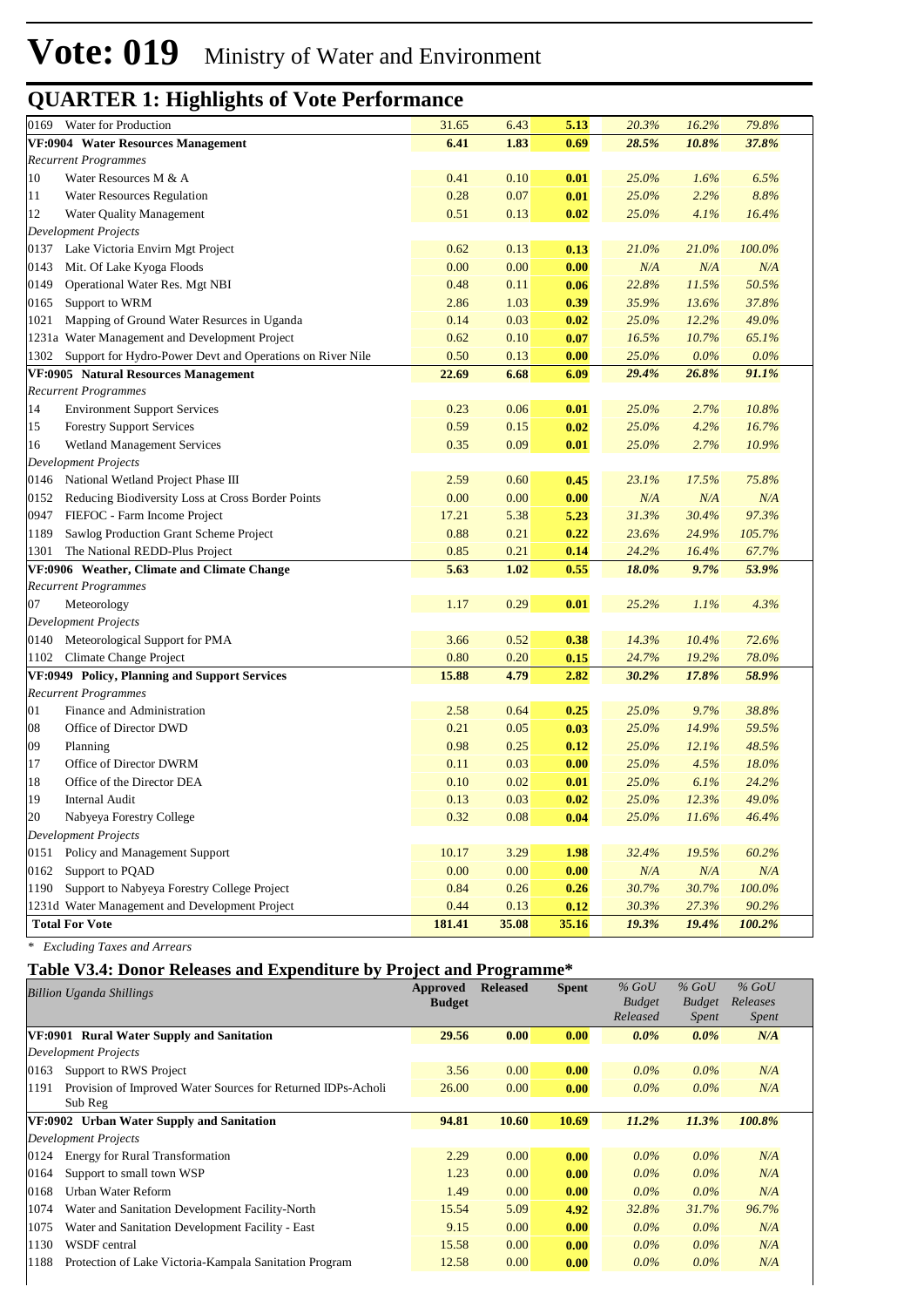# Vote: 019 Ministry of Water and Environment

## QUARTER 1: Highlights of Vote Performance

| | | | | | | |
|---|---|---|---|---|---|---|
| 0169 Water for Production | 31.65 | 6.43 | **5.13** | *20.3%* | *16.2%* | *79.8%* |
| **VF:0904 Water Resources Management** | **6.41** | **1.83** | **0.69** | ***28.5%*** | ***10.8%*** | ***37.8%*** |
| *Recurrent Programmes* | | | | | | |
| 10 Water Resources M & A | 0.41 | 0.10 | **0.01** | *25.0%* | *1.6%* | *6.5%* |
| 11 Water Resources Regulation | 0.28 | 0.07 | **0.01** | *25.0%* | *2.2%* | *8.8%* |
| 12 Water Quality Management | 0.51 | 0.13 | **0.02** | *25.0%* | *4.1%* | *16.4%* |
| *Development Projects* | | | | | | |
| 0137 Lake Victoria Envirn Mgt Project | 0.62 | 0.13 | **0.13** | *21.0%* | *21.0%* | *100.0%* |
| 0143 Mit. Of Lake Kyoga Floods | 0.00 | 0.00 | **0.00** | *N/A* | *N/A* | *N/A* |
| 0149 Operational Water Res. Mgt NBI | 0.48 | 0.11 | **0.06** | *22.8%* | *11.5%* | *50.5%* |
| 0165 Support to WRM | 2.86 | 1.03 | **0.39** | *35.9%* | *13.6%* | *37.8%* |
| 1021 Mapping of Ground Water Resurces in Uganda | 0.14 | 0.03 | **0.02** | *25.0%* | *12.2%* | *49.0%* |
| 1231a Water Management and Development Project | 0.62 | 0.10 | **0.07** | *16.5%* | *10.7%* | *65.1%* |
| 1302 Support for Hydro-Power Devt and Operations on River Nile | 0.50 | 0.13 | **0.00** | *25.0%* | *0.0%* | *0.0%* |
| **VF:0905 Natural Resources Management** | **22.69** | **6.68** | **6.09** | ***29.4%*** | ***26.8%*** | ***91.1%*** |
| *Recurrent Programmes* | | | | | | |
| 14 Environment Support Services | 0.23 | 0.06 | **0.01** | *25.0%* | *2.7%* | *10.8%* |
| 15 Forestry Support Services | 0.59 | 0.15 | **0.02** | *25.0%* | *4.2%* | *16.7%* |
| 16 Wetland Management Services | 0.35 | 0.09 | **0.01** | *25.0%* | *2.7%* | *10.9%* |
| *Development Projects* | | | | | | |
| 0146 National Wetland Project Phase III | 2.59 | 0.60 | **0.45** | *23.1%* | *17.5%* | *75.8%* |
| 0152 Reducing Biodiversity Loss at Cross Border Points | 0.00 | 0.00 | **0.00** | *N/A* | *N/A* | *N/A* |
| 0947 FIEFOC - Farm Income Project | 17.21 | 5.38 | **5.23** | *31.3%* | *30.4%* | *97.3%* |
| 1189 Sawlog Production Grant Scheme Project | 0.88 | 0.21 | **0.22** | *23.6%* | *24.9%* | *105.7%* |
| 1301 The National REDD-Plus Project | 0.85 | 0.21 | **0.14** | *24.2%* | *16.4%* | *67.7%* |
| **VF:0906 Weather, Climate and Climate Change** | **5.63** | **1.02** | **0.55** | ***18.0%*** | ***9.7%*** | ***53.9%*** |
| *Recurrent Programmes* | | | | | | |
| 07 Meteorology | 1.17 | 0.29 | **0.01** | *25.2%* | *1.1%* | *4.3%* |
| *Development Projects* | | | | | | |
| 0140 Meteorological Support for PMA | 3.66 | 0.52 | **0.38** | *14.3%* | *10.4%* | *72.6%* |
| 1102 Climate Change Project | 0.80 | 0.20 | **0.15** | *24.7%* | *19.2%* | *78.0%* |
| **VF:0949 Policy, Planning and Support Services** | **15.88** | **4.79** | **2.82** | ***30.2%*** | ***17.8%*** | ***58.9%*** |
| *Recurrent Programmes* | | | | | | |
| 01 Finance and Administration | 2.58 | 0.64 | **0.25** | *25.0%* | *9.7%* | *38.8%* |
| 08 Office of Director DWD | 0.21 | 0.05 | **0.03** | *25.0%* | *14.9%* | *59.5%* |
| 09 Planning | 0.98 | 0.25 | **0.12** | *25.0%* | *12.1%* | *48.5%* |
| 17 Office of Director DWRM | 0.11 | 0.03 | **0.00** | *25.0%* | *4.5%* | *18.0%* |
| 18 Office of the Director DEA | 0.10 | 0.02 | **0.01** | *25.0%* | *6.1%* | *24.2%* |
| 19 Internal Audit | 0.13 | 0.03 | **0.02** | *25.0%* | *12.3%* | *49.0%* |
| 20 Nabyeya Forestry College | 0.32 | 0.08 | **0.04** | *25.0%* | *11.6%* | *46.4%* |
| *Development Projects* | | | | | | |
| 0151 Policy and Management Support | 10.17 | 3.29 | **1.98** | *32.4%* | *19.5%* | *60.2%* |
| 0162 Support to PQAD | 0.00 | 0.00 | **0.00** | *N/A* | *N/A* | *N/A* |
| 1190 Support to Nabyeya Forestry College Project | 0.84 | 0.26 | **0.26** | *30.7%* | *30.7%* | *100.0%* |
| 1231d Water Management and Development Project | 0.44 | 0.13 | **0.12** | *30.3%* | *27.3%* | *90.2%* |
| **Total For Vote** | **181.41** | **35.08** | **35.16** | ***19.3%*** | ***19.4%*** | ***100.2%*** |

*\* Excluding Taxes and Arrears*

### Table V3.4: Donor Releases and Expenditure by Project and Programme*

| *Billion Uganda Shillings* | **Approved Budget** | **Released** | **Spent** | *% GoU Budget Released* | *% GoU Budget Spent* | *% GoU Releases Spent* |
|---|---|---|---|---|---|---|
| **VF:0901 Rural Water Supply and Sanitation** | **29.56** | **0.00** | **0.00** | ***0.0%*** | ***0.0%*** | ***N/A*** |
| *Development Projects* | | | | | | |
| 0163 Support to RWS Project | 3.56 | 0.00 | **0.00** | *0.0%* | *0.0%* | *N/A* |
| 1191 Provision of Improved Water Sources for Returned IDPs-Acholi Sub Reg | 26.00 | 0.00 | **0.00** | *0.0%* | *0.0%* | *N/A* |
| **VF:0902 Urban Water Supply and Sanitation** | **94.81** | **10.60** | **10.69** | ***11.2%*** | ***11.3%*** | ***100.8%*** |
| *Development Projects* | | | | | | |
| 0124 Energy for Rural Transformation | 2.29 | 0.00 | **0.00** | *0.0%* | *0.0%* | *N/A* |
| 0164 Support to small town WSP | 1.23 | 0.00 | **0.00** | *0.0%* | *0.0%* | *N/A* |
| 0168 Urban Water Reform | 1.49 | 0.00 | **0.00** | *0.0%* | *0.0%* | *N/A* |
| 1074 Water and Sanitation Development Facility-North | 15.54 | 5.09 | **4.92** | *32.8%* | *31.7%* | *96.7%* |
| 1075 Water and Sanitation Development Facility - East | 9.15 | 0.00 | **0.00** | *0.0%* | *0.0%* | *N/A* |
| 1130 WSDF central | 15.58 | 0.00 | **0.00** | *0.0%* | *0.0%* | *N/A* |
| 1188 Protection of Lake Victoria-Kampala Sanitation Program | 12.58 | 0.00 | **0.00** | *0.0%* | *0.0%* | *N/A* |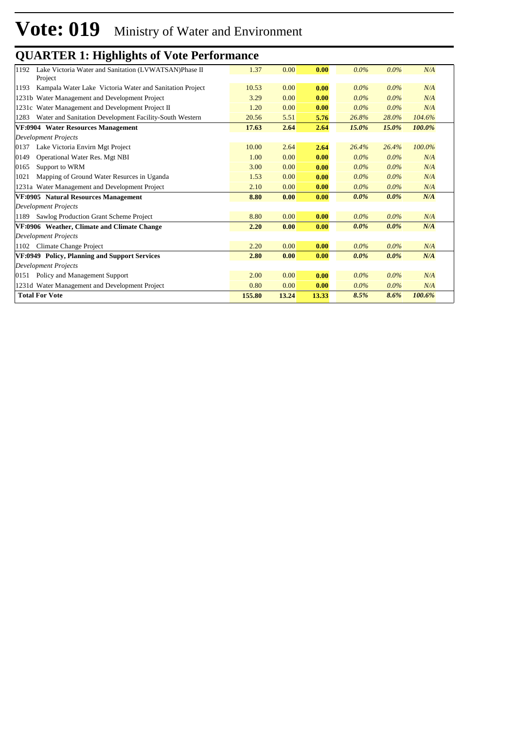# Vote: 019 Ministry of Water and Environment

## QUARTER 1: Highlights of Vote Performance

| | | | | | | |
|---|---|---|---|---|---|---|
| 1192 Lake Victoria Water and Sanitation (LVWATSAN)Phase II Project | 1.37 | 0.00 | **0.00** | *0.0%* | *0.0%* | *N/A* |
| 1193 Kampala Water Lake Victoria Water and Sanitation Project | 10.53 | 0.00 | **0.00** | *0.0%* | *0.0%* | *N/A* |
| 1231b Water Management and Development Project | 3.29 | 0.00 | **0.00** | *0.0%* | *0.0%* | *N/A* |
| 1231c Water Management and Development Project II | 1.20 | 0.00 | **0.00** | *0.0%* | *0.0%* | *N/A* |
| 1283 Water and Sanitation Development Facility-South Western | 20.56 | 5.51 | **5.76** | *26.8%* | *28.0%* | *104.6%* |
| **VF:0904 Water Resources Management** | **17.63** | **2.64** | **2.64** | ***15.0%*** | ***15.0%*** | ***100.0%*** |
| *Development Projects* | | | | | | |
| 0137 Lake Victoria Envirn Mgt Project | 10.00 | 2.64 | **2.64** | *26.4%* | *26.4%* | *100.0%* |
| 0149 Operational Water Res. Mgt NBI | 1.00 | 0.00 | **0.00** | *0.0%* | *0.0%* | *N/A* |
| 0165 Support to WRM | 3.00 | 0.00 | **0.00** | *0.0%* | *0.0%* | *N/A* |
| 1021 Mapping of Ground Water Resurces in Uganda | 1.53 | 0.00 | **0.00** | *0.0%* | *0.0%* | *N/A* |
| 1231a Water Management and Development Project | 2.10 | 0.00 | **0.00** | *0.0%* | *0.0%* | *N/A* |
| **VF:0905 Natural Resources Management** | **8.80** | **0.00** | **0.00** | ***0.0%*** | ***0.0%*** | ***N/A*** |
| *Development Projects* | | | | | | |
| 1189 Sawlog Production Grant Scheme Project | 8.80 | 0.00 | **0.00** | *0.0%* | *0.0%* | *N/A* |
| **VF:0906 Weather, Climate and Climate Change** | **2.20** | **0.00** | **0.00** | ***0.0%*** | ***0.0%*** | ***N/A*** |
| *Development Projects* | | | | | | |
| 1102 Climate Change Project | 2.20 | 0.00 | **0.00** | *0.0%* | *0.0%* | *N/A* |
| **VF:0949 Policy, Planning and Support Services** | **2.80** | **0.00** | **0.00** | ***0.0%*** | ***0.0%*** | ***N/A*** |
| *Development Projects* | | | | | | |
| 0151 Policy and Management Support | 2.00 | 0.00 | **0.00** | *0.0%* | *0.0%* | *N/A* |
| 1231d Water Management and Development Project | 0.80 | 0.00 | **0.00** | *0.0%* | *0.0%* | *N/A* |
| **Total For Vote** | **155.80** | **13.24** | **13.33** | ***8.5%*** | ***8.6%*** | ***100.6%*** |